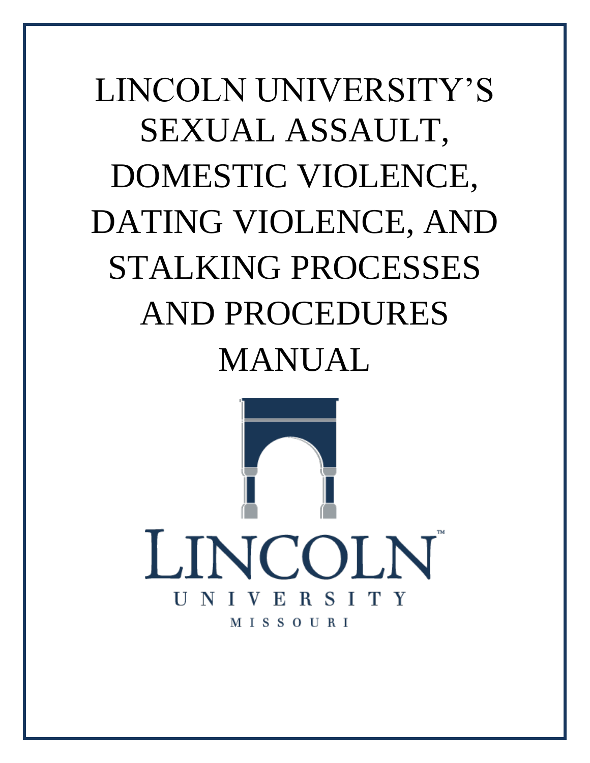# LINCOLN UNIVERSITY'S SEXUAL ASSAULT, DOMESTIC VIOLENCE, DATING VIOLENCE, AND STALKING PROCESSES AND PROCEDURES MANUAL

LINCOLN UNIVERSITY MISSOURI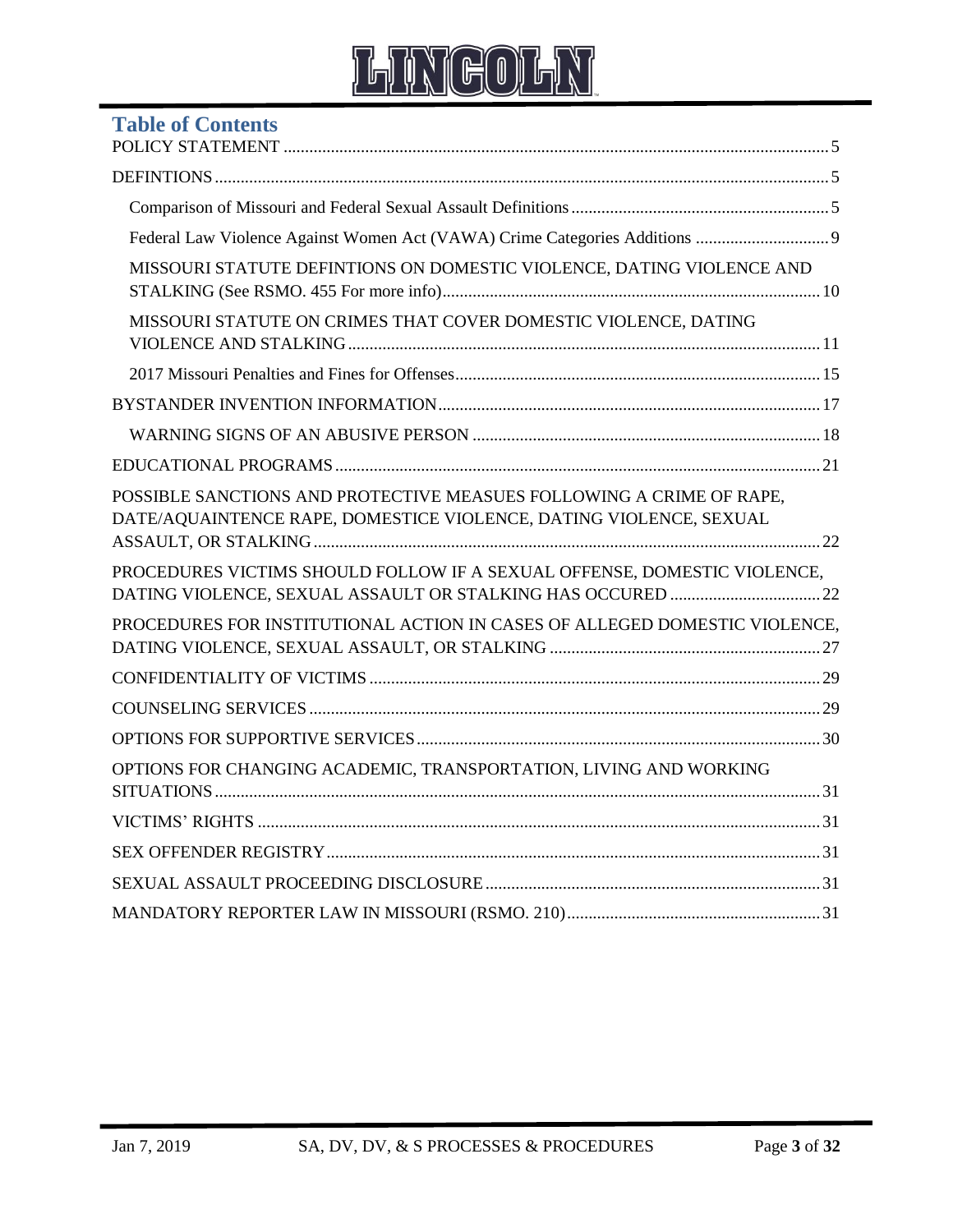## Table of Contents

- POLICY STATEMENT ..... 5
- DEFINTIONS ..... 5
  - Comparison of Missouri and Federal Sexual Assault Definitions ..... 5
  - Federal Law Violence Against Women Act (VAWA) Crime Categories Additions ..... 9
  - MISSOURI STATUTE DEFINTIONS ON DOMESTIC VIOLENCE, DATING VIOLENCE AND STALKING (See RSMO. 455 For more info) ..... 10
  - MISSOURI STATUTE ON CRIMES THAT COVER DOMESTIC VIOLENCE, DATING VIOLENCE AND STALKING ..... 11
  - 2017 Missouri Penalties and Fines for Offenses ..... 15
- BYSTANDER INVENTION INFORMATION ..... 17
  - WARNING SIGNS OF AN ABUSIVE PERSON ..... 18
- EDUCATIONAL PROGRAMS ..... 21
- POSSIBLE SANCTIONS AND PROTECTIVE MEASUES FOLLOWING A CRIME OF RAPE, DATE/AQUAINTENCE RAPE, DOMESTICE VIOLENCE, DATING VIOLENCE, SEXUAL ASSAULT, OR STALKING ..... 22
- PROCEDURES VICTIMS SHOULD FOLLOW IF A SEXUAL OFFENSE, DOMESTIC VIOLENCE, DATING VIOLENCE, SEXUAL ASSAULT OR STALKING HAS OCCURED ..... 22
- PROCEDURES FOR INSTITUTIONAL ACTION IN CASES OF ALLEGED DOMESTIC VIOLENCE, DATING VIOLENCE, SEXUAL ASSAULT, OR STALKING ..... 27
- CONFIDENTIALITY OF VICTIMS ..... 29
- COUNSELING SERVICES ..... 29
- OPTIONS FOR SUPPORTIVE SERVICES ..... 30
- OPTIONS FOR CHANGING ACADEMIC, TRANSPORTATION, LIVING AND WORKING SITUATIONS ..... 31
- VICTIMS' RIGHTS ..... 31
- SEX OFFENDER REGISTRY ..... 31
- SEXUAL ASSAULT PROCEEDING DISCLOSURE ..... 31
- MANDATORY REPORTER LAW IN MISSOURI (RSMO. 210) ..... 31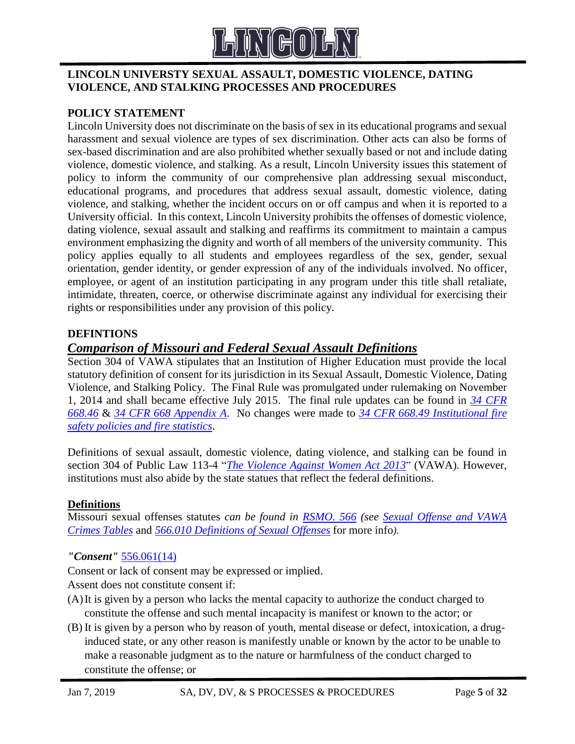**LINCOLN UNIVERSTY SEXUAL ASSAULT, DOMESTIC VIOLENCE, DATING VIOLENCE, AND STALKING PROCESSES AND PROCEDURES**

**POLICY STATEMENT**

Lincoln University does not discriminate on the basis of sex in its educational programs and sexual harassment and sexual violence are types of sex discrimination. Other acts can also be forms of sex-based discrimination and are also prohibited whether sexually based or not and include dating violence, domestic violence, and stalking. As a result, Lincoln University issues this statement of policy to inform the community of our comprehensive plan addressing sexual misconduct, educational programs, and procedures that address sexual assault, domestic violence, dating violence, and stalking, whether the incident occurs on or off campus and when it is reported to a University official. In this context, Lincoln University prohibits the offenses of domestic violence, dating violence, sexual assault and stalking and reaffirms its commitment to maintain a campus environment emphasizing the dignity and worth of all members of the university community. This policy applies equally to all students and employees regardless of the sex, gender, sexual orientation, gender identity, or gender expression of any of the individuals involved. No officer, employee, or agent of an institution participating in any program under this title shall retaliate, intimidate, threaten, coerce, or otherwise discriminate against any individual for exercising their rights or responsibilities under any provision of this policy.

**DEFINTIONS**

***Comparison of Missouri and Federal Sexual Assault Definitions***

Section 304 of VAWA stipulates that an Institution of Higher Education must provide the local statutory definition of consent for its jurisdiction in its Sexual Assault, Domestic Violence, Dating Violence, and Stalking Policy. The Final Rule was promulgated under rulemaking on November 1, 2014 and shall became effective July 2015. The final rule updates can be found in *34 CFR 668.46* & *34 CFR 668 Appendix A*. No changes were made to *34 CFR 668.49 Institutional fire safety policies and fire statistics*.

Definitions of sexual assault, domestic violence, dating violence, and stalking can be found in section 304 of Public Law 113-4 "*The Violence Against Women Act 2013*" (VAWA). However, institutions must also abide by the state statues that reflect the federal definitions.

**Definitions**

Missouri sexual offenses statutes *can be found in RSMO. 566 (see Sexual Offense and VAWA Crimes Tables* and *566.010 Definitions of Sexual Offenses* for more info*).*

***"Consent"*** 556.061(14)

Consent or lack of consent may be expressed or implied.

Assent does not constitute consent if:

(A) It is given by a person who lacks the mental capacity to authorize the conduct charged to constitute the offense and such mental incapacity is manifest or known to the actor; or

(B) It is given by a person who by reason of youth, mental disease or defect, intoxication, a drug-induced state, or any other reason is manifestly unable or known by the actor to be unable to make a reasonable judgment as to the nature or harmfulness of the conduct charged to constitute the offense; or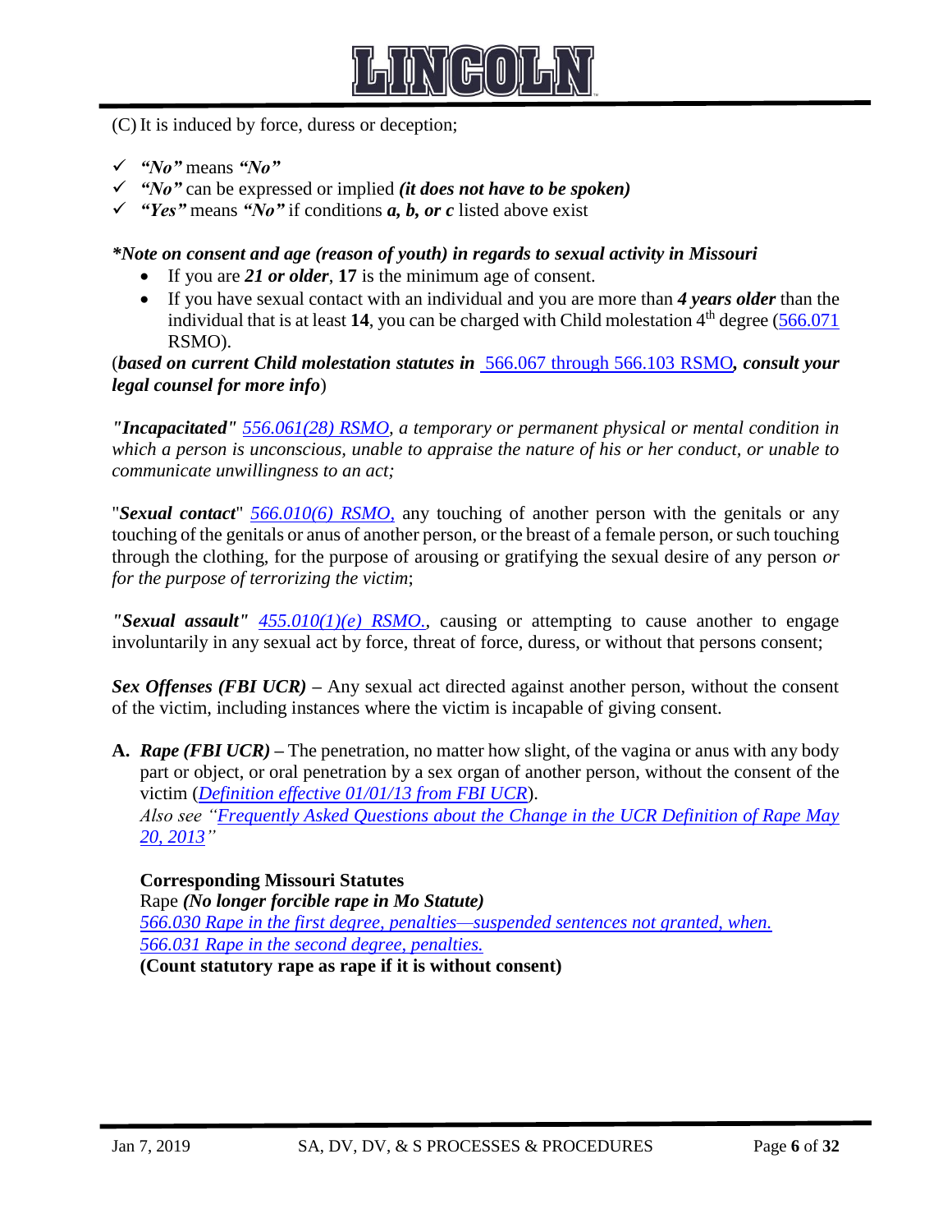(C) It is induced by force, duress or deception;

- ✓ ***"No"*** means ***"No"***
- ✓ ***"No"*** can be expressed or implied ***(it does not have to be spoken)***
- ✓ ***"Yes"*** means ***"No"*** if conditions ***a, b, or c*** listed above exist

***\*Note on consent and age (reason of youth) in regards to sexual activity in Missouri***

- If you are ***21 or older***, **17** is the minimum age of consent.
- If you have sexual contact with an individual and you are more than ***4 years older*** than the individual that is at least **14**, you can be charged with Child molestation 4th degree (566.071 RSMO).

(***based on current Child molestation statutes in*** 566.067 through 566.103 RSMO***, consult your legal counsel for more info***)

***"Incapacitated"*** *556.061(28) RSMO, a temporary or permanent physical or mental condition in which a person is unconscious, unable to appraise the nature of his or her conduct, or unable to communicate unwillingness to an act;*

"***Sexual contact***" *566.010(6) RSMO,* any touching of another person with the genitals or any touching of the genitals or anus of another person, or the breast of a female person, or such touching through the clothing, for the purpose of arousing or gratifying the sexual desire of any person *or for the purpose of terrorizing the victim*;

***"Sexual assault"*** *455.010(1)(e) RSMO.*, causing or attempting to cause another to engage involuntarily in any sexual act by force, threat of force, duress, or without that persons consent;

***Sex Offenses (FBI UCR)*** **–** Any sexual act directed against another person, without the consent of the victim, including instances where the victim is incapable of giving consent.

**A.** ***Rape (FBI UCR)*** **–** The penetration, no matter how slight, of the vagina or anus with any body part or object, or oral penetration by a sex organ of another person, without the consent of the victim (*Definition effective 01/01/13 from FBI UCR*).
*Also see "Frequently Asked Questions about the Change in the UCR Definition of Rape May 20, 2013"*

**Corresponding Missouri Statutes**
Rape ***(No longer forcible rape in Mo Statute)***
*566.030 Rape in the first degree, penalties—suspended sentences not granted, when.*
*566.031 Rape in the second degree, penalties.*
**(Count statutory rape as rape if it is without consent)**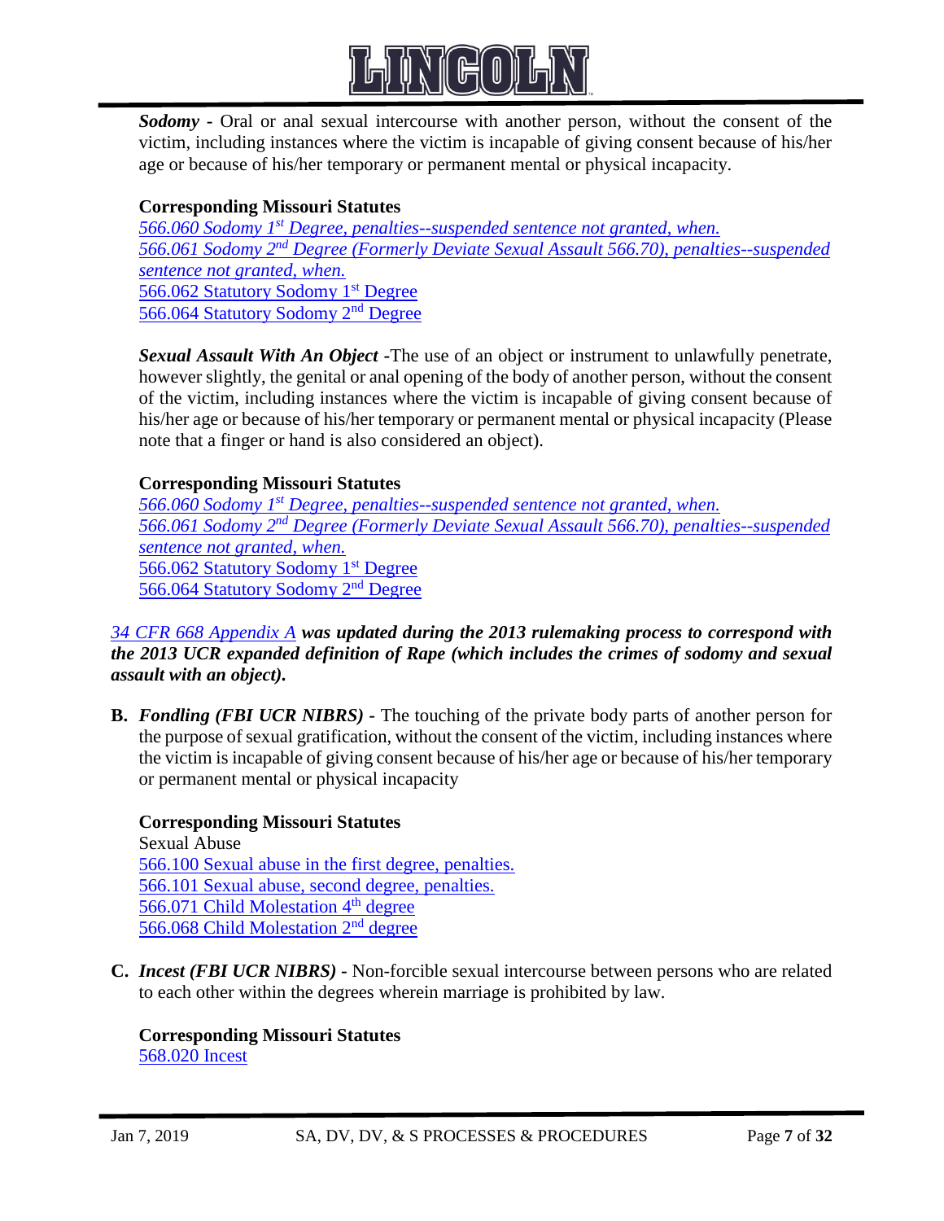***Sodomy*** - Oral or anal sexual intercourse with another person, without the consent of the victim, including instances where the victim is incapable of giving consent because of his/her age or because of his/her temporary or permanent mental or physical incapacity.

**Corresponding Missouri Statutes**

*566.060 Sodomy 1st Degree, penalties--suspended sentence not granted, when.*
*566.061 Sodomy 2nd Degree (Formerly Deviate Sexual Assault 566.70), penalties--suspended sentence not granted, when.*
566.062 Statutory Sodomy 1st Degree
566.064 Statutory Sodomy 2nd Degree

***Sexual Assault With An Object*** -The use of an object or instrument to unlawfully penetrate, however slightly, the genital or anal opening of the body of another person, without the consent of the victim, including instances where the victim is incapable of giving consent because of his/her age or because of his/her temporary or permanent mental or physical incapacity (Please note that a finger or hand is also considered an object).

**Corresponding Missouri Statutes**

*566.060 Sodomy 1st Degree, penalties--suspended sentence not granted, when.*
*566.061 Sodomy 2nd Degree (Formerly Deviate Sexual Assault 566.70), penalties--suspended sentence not granted, when.*
566.062 Statutory Sodomy 1st Degree
566.064 Statutory Sodomy 2nd Degree

*34 CFR 668 Appendix A* ***was updated during the 2013 rulemaking process to correspond with the 2013 UCR expanded definition of Rape (which includes the crimes of sodomy and sexual assault with an object).***

**B.** ***Fondling (FBI UCR NIBRS)*** - The touching of the private body parts of another person for the purpose of sexual gratification, without the consent of the victim, including instances where the victim is incapable of giving consent because of his/her age or because of his/her temporary or permanent mental or physical incapacity

**Corresponding Missouri Statutes**

Sexual Abuse
566.100 Sexual abuse in the first degree, penalties.
566.101 Sexual abuse, second degree, penalties.
566.071 Child Molestation 4th degree
566.068 Child Molestation 2nd degree

**C.** ***Incest (FBI UCR NIBRS)*** - Non-forcible sexual intercourse between persons who are related to each other within the degrees wherein marriage is prohibited by law.

**Corresponding Missouri Statutes**

568.020 Incest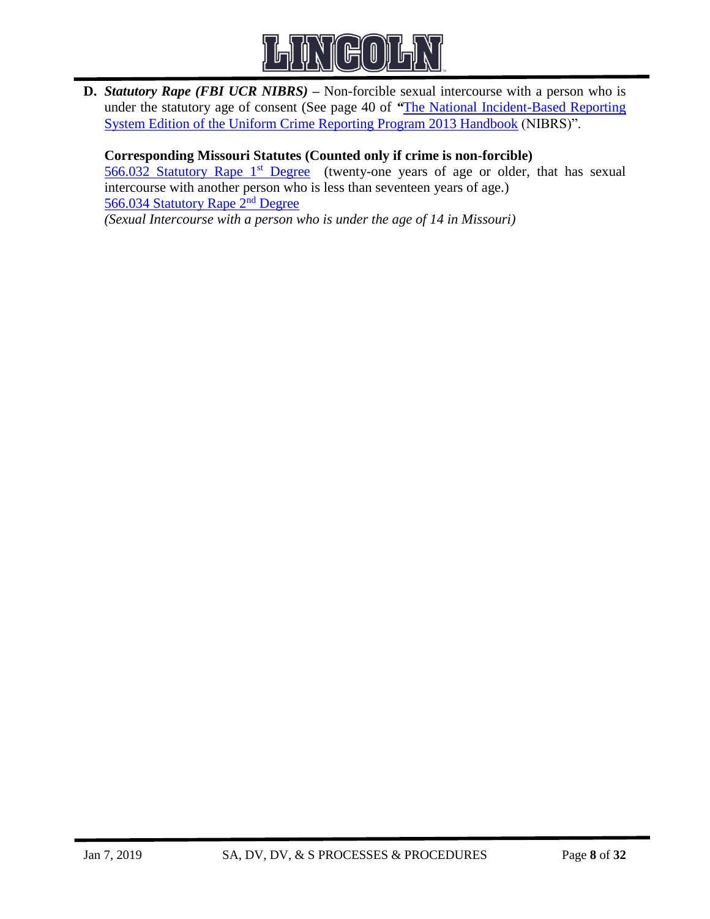**D.** ***Statutory Rape (FBI UCR NIBRS)*** **–** Non-forcible sexual intercourse with a person who is under the statutory age of consent (See page 40 of **"**The National Incident-Based Reporting System Edition of the Uniform Crime Reporting Program 2013 Handbook (NIBRS)".

**Corresponding Missouri Statutes (Counted only if crime is non-forcible)**

566.032 Statutory Rape 1st Degree (twenty-one years of age or older, that has sexual intercourse with another person who is less than seventeen years of age.)

566.034 Statutory Rape 2nd Degree

*(Sexual Intercourse with a person who is under the age of 14 in Missouri)*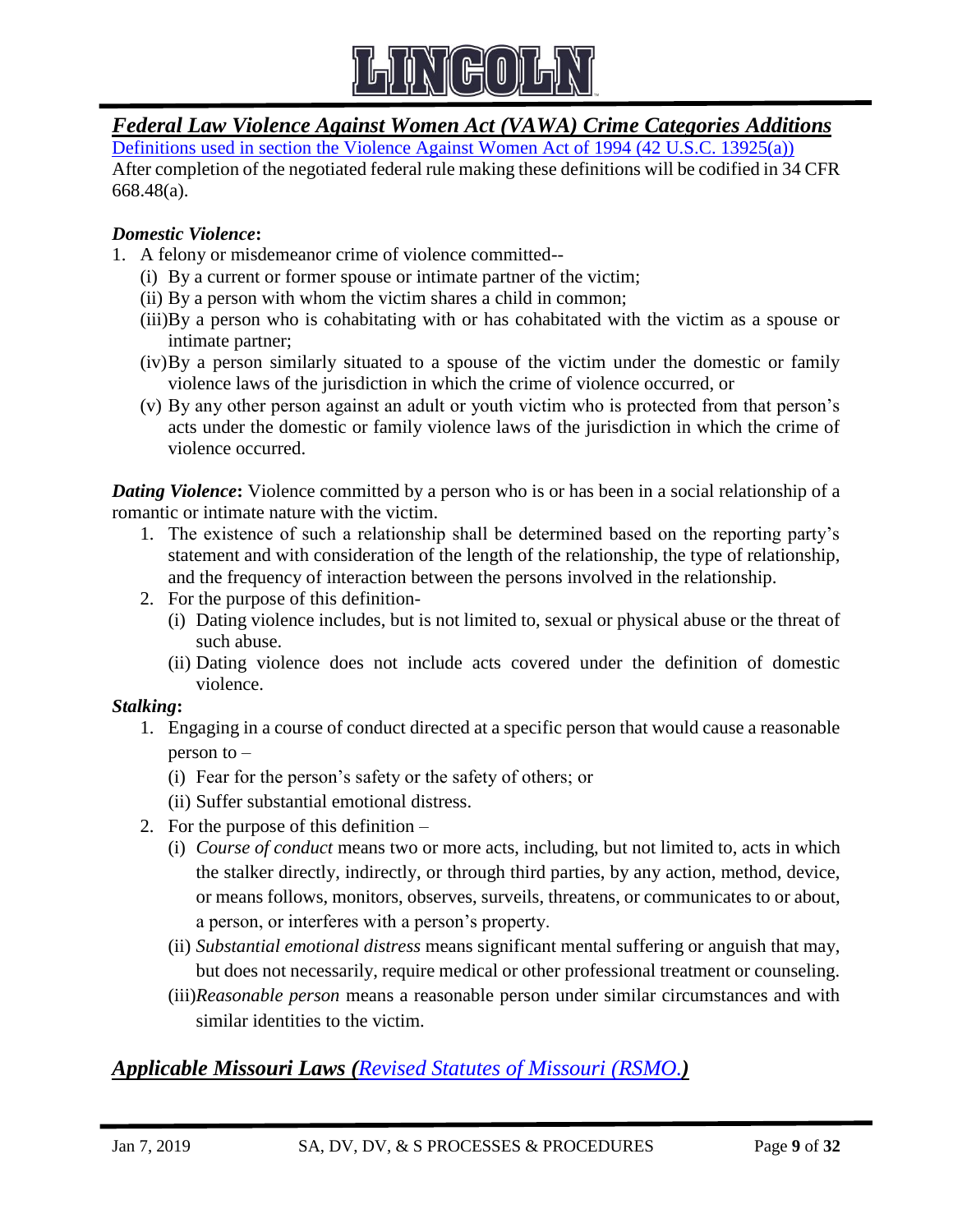## ***Federal Law Violence Against Women Act (VAWA) Crime Categories Additions***

[Definitions used in section the Violence Against Women Act of 1994 (42 U.S.C. 13925(a))](#)

After completion of the negotiated federal rule making these definitions will be codified in 34 CFR 668.48(a).

***Domestic Violence*:**

1. A felony or misdemeanor crime of violence committed--
   - (i) By a current or former spouse or intimate partner of the victim;
   - (ii) By a person with whom the victim shares a child in common;
   - (iii) By a person who is cohabitating with or has cohabitated with the victim as a spouse or intimate partner;
   - (iv) By a person similarly situated to a spouse of the victim under the domestic or family violence laws of the jurisdiction in which the crime of violence occurred, or
   - (v) By any other person against an adult or youth victim who is protected from that person's acts under the domestic or family violence laws of the jurisdiction in which the crime of violence occurred.

***Dating Violence*:** Violence committed by a person who is or has been in a social relationship of a romantic or intimate nature with the victim.

1. The existence of such a relationship shall be determined based on the reporting party's statement and with consideration of the length of the relationship, the type of relationship, and the frequency of interaction between the persons involved in the relationship.
2. For the purpose of this definition-
   - (i) Dating violence includes, but is not limited to, sexual or physical abuse or the threat of such abuse.
   - (ii) Dating violence does not include acts covered under the definition of domestic violence.

***Stalking*:**

1. Engaging in a course of conduct directed at a specific person that would cause a reasonable person to –
   - (i) Fear for the person's safety or the safety of others; or
   - (ii) Suffer substantial emotional distress.
2. For the purpose of this definition –
   - (i) *Course of conduct* means two or more acts, including, but not limited to, acts in which the stalker directly, indirectly, or through third parties, by any action, method, device, or means follows, monitors, observes, surveils, threatens, or communicates to or about, a person, or interferes with a person's property.
   - (ii) *Substantial emotional distress* means significant mental suffering or anguish that may, but does not necessarily, require medical or other professional treatment or counseling.
   - (iii) *Reasonable person* means a reasonable person under similar circumstances and with similar identities to the victim.

## ***Applicable Missouri Laws ([Revised Statutes of Missouri (RSMO.](#))***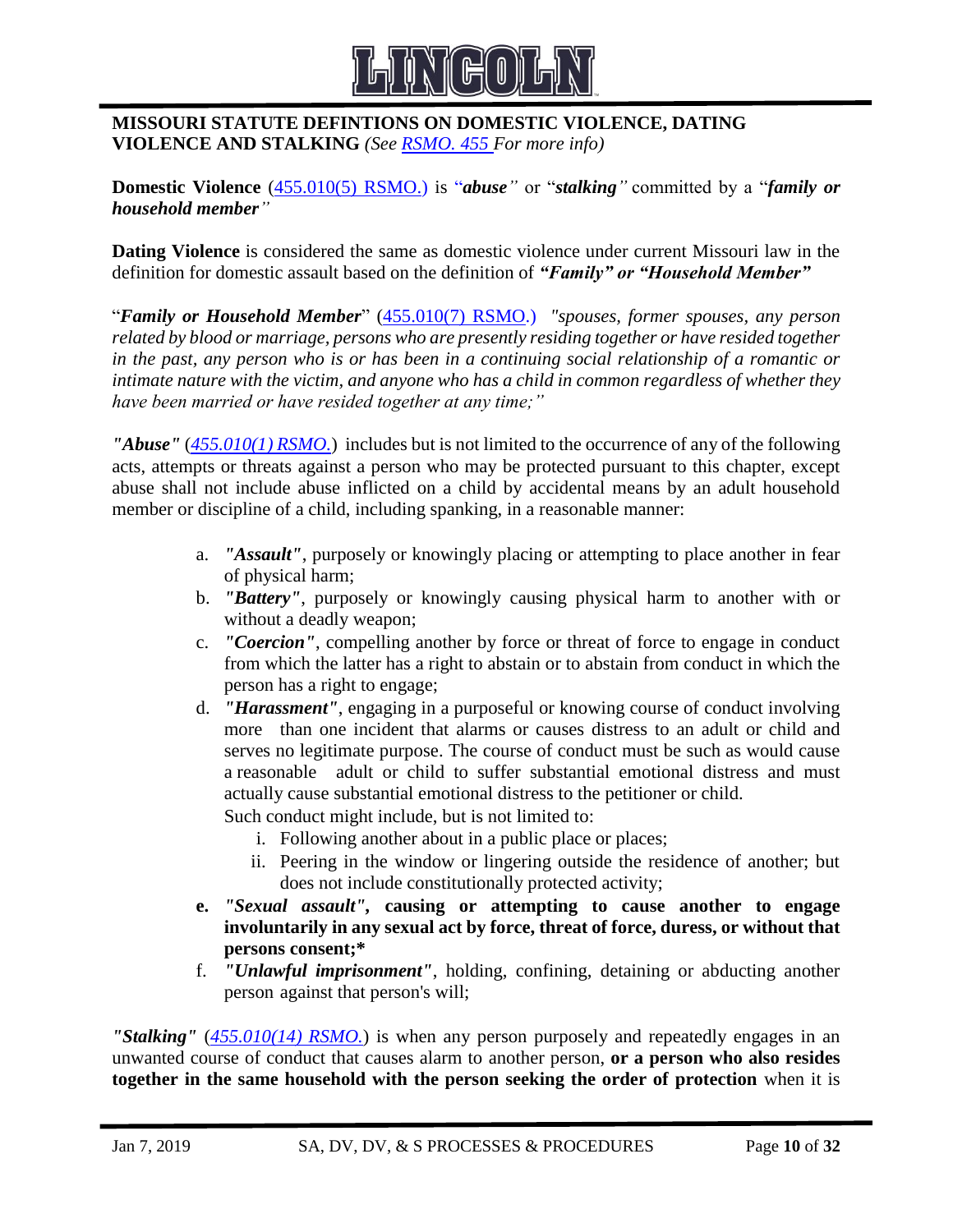**MISSOURI STATUTE DEFINTIONS ON DOMESTIC VIOLENCE, DATING VIOLENCE AND STALKING** *(See RSMO. 455 For more info)*

**Domestic Violence** (455.010(5) RSMO.) is "***abuse***" or "***stalking***" committed by a "***family or household member***"

**Dating Violence** is considered the same as domestic violence under current Missouri law in the definition for domestic assault based on the definition of ***"Family" or "Household Member"***

"***Family or Household Member***" (455.010(7) RSMO.) *"spouses, former spouses, any person related by blood or marriage, persons who are presently residing together or have resided together in the past, any person who is or has been in a continuing social relationship of a romantic or intimate nature with the victim, and anyone who has a child in common regardless of whether they have been married or have resided together at any time;"*

***"Abuse"*** (*455.010(1) RSMO.*) includes but is not limited to the occurrence of any of the following acts, attempts or threats against a person who may be protected pursuant to this chapter, except abuse shall not include abuse inflicted on a child by accidental means by an adult household member or discipline of a child, including spanking, in a reasonable manner:

a. ***"Assault"***, purposely or knowingly placing or attempting to place another in fear of physical harm;
b. ***"Battery"***, purposely or knowingly causing physical harm to another with or without a deadly weapon;
c. ***"Coercion"***, compelling another by force or threat of force to engage in conduct from which the latter has a right to abstain or to abstain from conduct in which the person has a right to engage;
d. ***"Harassment"***, engaging in a purposeful or knowing course of conduct involving more than one incident that alarms or causes distress to an adult or child and serves no legitimate purpose. The course of conduct must be such as would cause a reasonable adult or child to suffer substantial emotional distress and must actually cause substantial emotional distress to the petitioner or child.
   Such conduct might include, but is not limited to:
   i. Following another about in a public place or places;
   ii. Peering in the window or lingering outside the residence of another; but does not include constitutionally protected activity;
e. ***"Sexual assault"*, causing or attempting to cause another to engage involuntarily in any sexual act by force, threat of force, duress, or without that persons consent;***
f. ***"Unlawful imprisonment"***, holding, confining, detaining or abducting another person against that person's will;

***"Stalking"*** (*455.010(14) RSMO.*) is when any person purposely and repeatedly engages in an unwanted course of conduct that causes alarm to another person, **or a person who also resides together in the same household with the person seeking the order of protection** when it is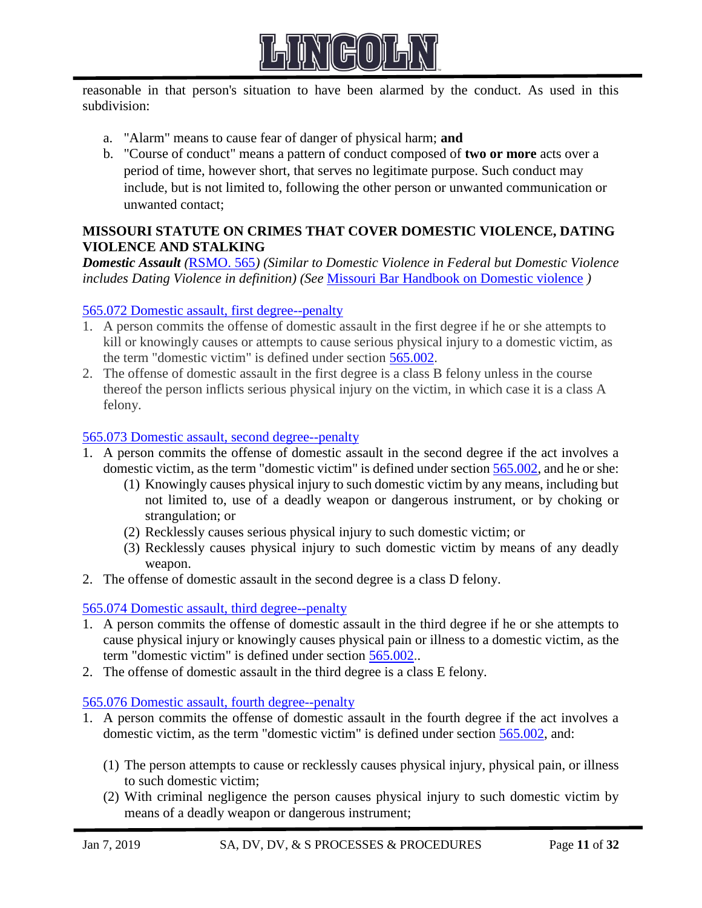reasonable in that person's situation to have been alarmed by the conduct. As used in this subdivision:

a. "Alarm" means to cause fear of danger of physical harm; **and**
b. "Course of conduct" means a pattern of conduct composed of **two or more** acts over a period of time, however short, that serves no legitimate purpose. Such conduct may include, but is not limited to, following the other person or unwanted communication or unwanted contact;

**MISSOURI STATUTE ON CRIMES THAT COVER DOMESTIC VIOLENCE, DATING VIOLENCE AND STALKING**

***Domestic Assault*** *(RSMO. 565) (Similar to Domestic Violence in Federal but Domestic Violence includes Dating Violence in definition) (See Missouri Bar Handbook on Domestic violence )*

565.072 Domestic assault, first degree--penalty

1. A person commits the offense of domestic assault in the first degree if he or she attempts to kill or knowingly causes or attempts to cause serious physical injury to a domestic victim, as the term "domestic victim" is defined under section 565.002.
2. The offense of domestic assault in the first degree is a class B felony unless in the course thereof the person inflicts serious physical injury on the victim, in which case it is a class A felony.

565.073 Domestic assault, second degree--penalty

1. A person commits the offense of domestic assault in the second degree if the act involves a domestic victim, as the term "domestic victim" is defined under section 565.002, and he or she:
   (1) Knowingly causes physical injury to such domestic victim by any means, including but not limited to, use of a deadly weapon or dangerous instrument, or by choking or strangulation; or
   (2) Recklessly causes serious physical injury to such domestic victim; or
   (3) Recklessly causes physical injury to such domestic victim by means of any deadly weapon.
2. The offense of domestic assault in the second degree is a class D felony.

565.074 Domestic assault, third degree--penalty

1. A person commits the offense of domestic assault in the third degree if he or she attempts to cause physical injury or knowingly causes physical pain or illness to a domestic victim, as the term "domestic victim" is defined under section 565.002..
2. The offense of domestic assault in the third degree is a class E felony.

565.076 Domestic assault, fourth degree--penalty

1. A person commits the offense of domestic assault in the fourth degree if the act involves a domestic victim, as the term "domestic victim" is defined under section 565.002, and:

   (1) The person attempts to cause or recklessly causes physical injury, physical pain, or illness to such domestic victim;
   (2) With criminal negligence the person causes physical injury to such domestic victim by means of a deadly weapon or dangerous instrument;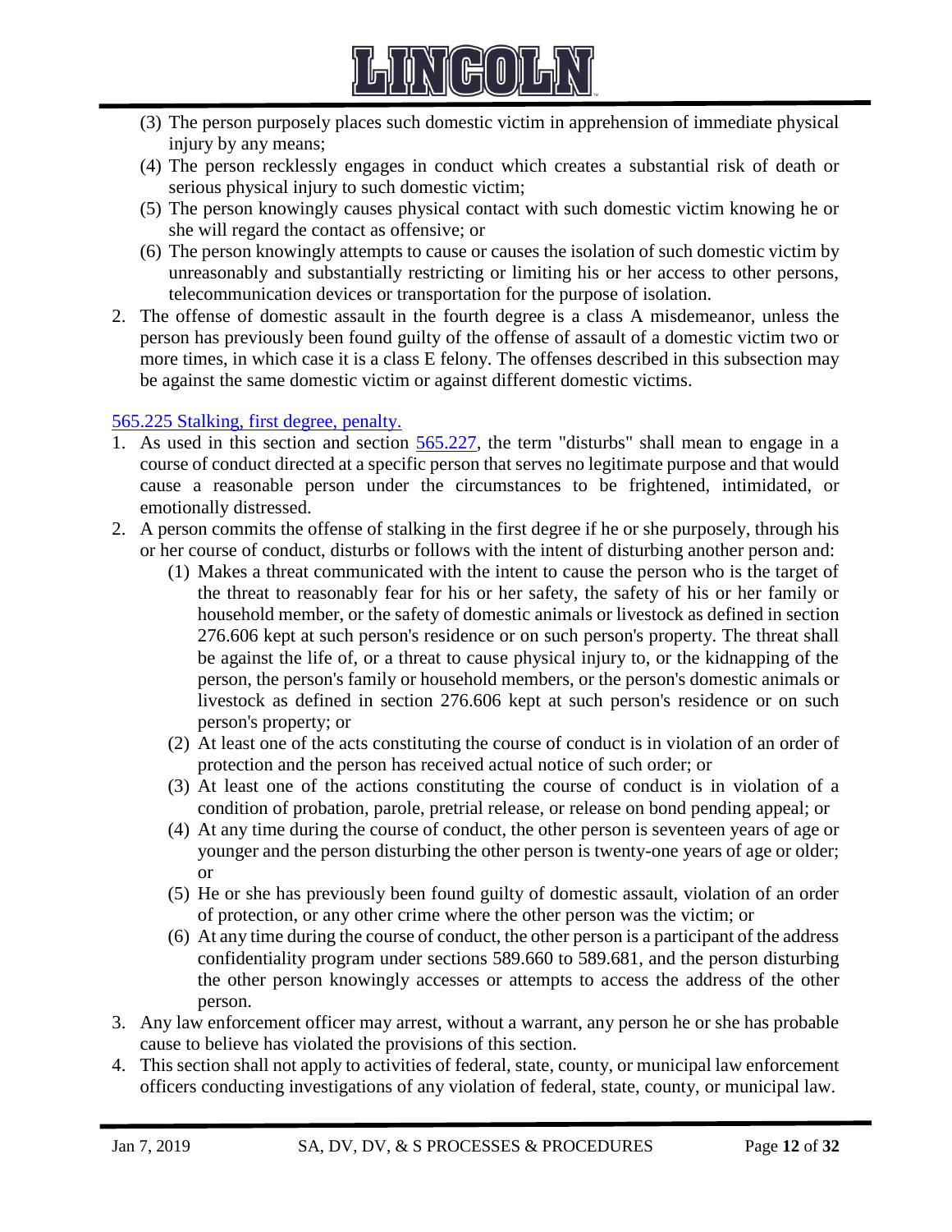(3) The person purposely places such domestic victim in apprehension of immediate physical injury by any means;

(4) The person recklessly engages in conduct which creates a substantial risk of death or serious physical injury to such domestic victim;

(5) The person knowingly causes physical contact with such domestic victim knowing he or she will regard the contact as offensive; or

(6) The person knowingly attempts to cause or causes the isolation of such domestic victim by unreasonably and substantially restricting or limiting his or her access to other persons, telecommunication devices or transportation for the purpose of isolation.

2. The offense of domestic assault in the fourth degree is a class A misdemeanor, unless the person has previously been found guilty of the offense of assault of a domestic victim two or more times, in which case it is a class E felony. The offenses described in this subsection may be against the same domestic victim or against different domestic victims.

[565.225 Stalking, first degree, penalty.]

1. As used in this section and section [565.227], the term "disturbs" shall mean to engage in a course of conduct directed at a specific person that serves no legitimate purpose and that would cause a reasonable person under the circumstances to be frightened, intimidated, or emotionally distressed.
2. A person commits the offense of stalking in the first degree if he or she purposely, through his or her course of conduct, disturbs or follows with the intent of disturbing another person and:
   (1) Makes a threat communicated with the intent to cause the person who is the target of the threat to reasonably fear for his or her safety, the safety of his or her family or household member, or the safety of domestic animals or livestock as defined in section 276.606 kept at such person's residence or on such person's property. The threat shall be against the life of, or a threat to cause physical injury to, or the kidnapping of the person, the person's family or household members, or the person's domestic animals or livestock as defined in section 276.606 kept at such person's residence or on such person's property; or
   (2) At least one of the acts constituting the course of conduct is in violation of an order of protection and the person has received actual notice of such order; or
   (3) At least one of the actions constituting the course of conduct is in violation of a condition of probation, parole, pretrial release, or release on bond pending appeal; or
   (4) At any time during the course of conduct, the other person is seventeen years of age or younger and the person disturbing the other person is twenty-one years of age or older; or
   (5) He or she has previously been found guilty of domestic assault, violation of an order of protection, or any other crime where the other person was the victim; or
   (6) At any time during the course of conduct, the other person is a participant of the address confidentiality program under sections 589.660 to 589.681, and the person disturbing the other person knowingly accesses or attempts to access the address of the other person.
3. Any law enforcement officer may arrest, without a warrant, any person he or she has probable cause to believe has violated the provisions of this section.
4. This section shall not apply to activities of federal, state, county, or municipal law enforcement officers conducting investigations of any violation of federal, state, county, or municipal law.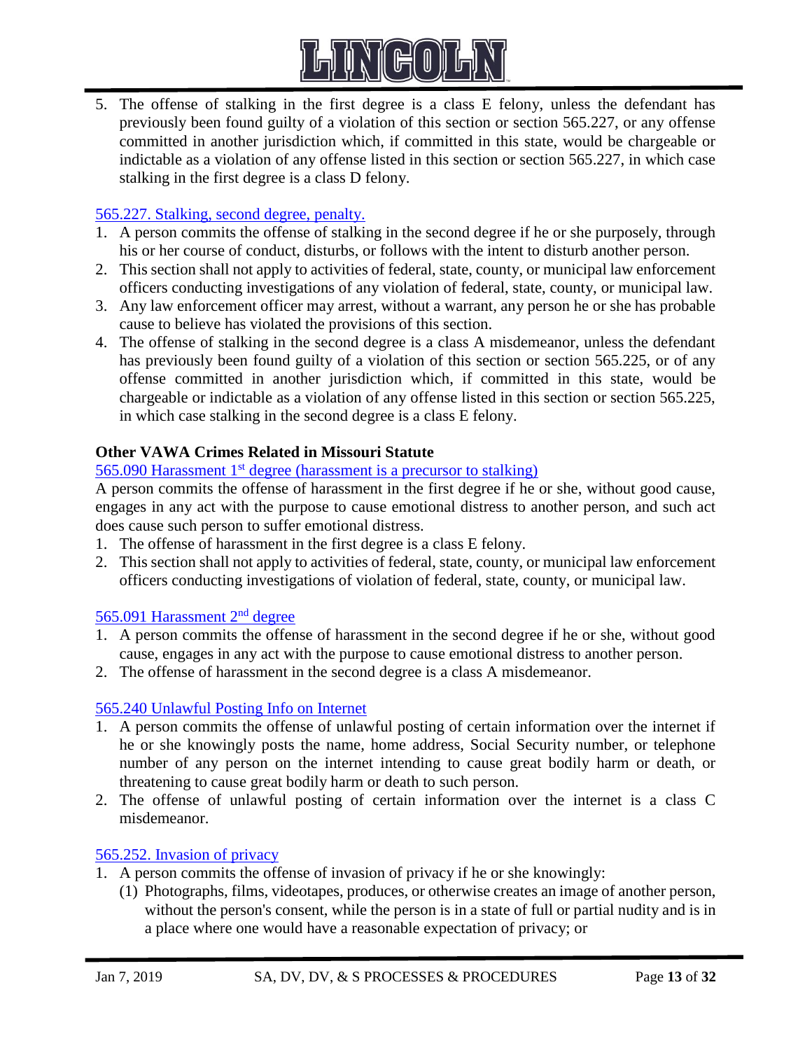5. The offense of stalking in the first degree is a class E felony, unless the defendant has previously been found guilty of a violation of this section or section 565.227, or any offense committed in another jurisdiction which, if committed in this state, would be chargeable or indictable as a violation of any offense listed in this section or section 565.227, in which case stalking in the first degree is a class D felony.

[565.227. Stalking, second degree, penalty.]()

1. A person commits the offense of stalking in the second degree if he or she purposely, through his or her course of conduct, disturbs, or follows with the intent to disturb another person.
2. This section shall not apply to activities of federal, state, county, or municipal law enforcement officers conducting investigations of any violation of federal, state, county, or municipal law.
3. Any law enforcement officer may arrest, without a warrant, any person he or she has probable cause to believe has violated the provisions of this section.
4. The offense of stalking in the second degree is a class A misdemeanor, unless the defendant has previously been found guilty of a violation of this section or section 565.225, or of any offense committed in another jurisdiction which, if committed in this state, would be chargeable or indictable as a violation of any offense listed in this section or section 565.225, in which case stalking in the second degree is a class E felony.

**Other VAWA Crimes Related in Missouri Statute**

[565.090 Harassment 1st degree (harassment is a precursor to stalking)]()

A person commits the offense of harassment in the first degree if he or she, without good cause, engages in any act with the purpose to cause emotional distress to another person, and such act does cause such person to suffer emotional distress.

1. The offense of harassment in the first degree is a class E felony.
2. This section shall not apply to activities of federal, state, county, or municipal law enforcement officers conducting investigations of violation of federal, state, county, or municipal law.

[565.091 Harassment 2nd degree]()

1. A person commits the offense of harassment in the second degree if he or she, without good cause, engages in any act with the purpose to cause emotional distress to another person.
2. The offense of harassment in the second degree is a class A misdemeanor.

[565.240 Unlawful Posting Info on Internet]()

1. A person commits the offense of unlawful posting of certain information over the internet if he or she knowingly posts the name, home address, Social Security number, or telephone number of any person on the internet intending to cause great bodily harm or death, or threatening to cause great bodily harm or death to such person.
2. The offense of unlawful posting of certain information over the internet is a class C misdemeanor.

[565.252. Invasion of privacy]()

1. A person commits the offense of invasion of privacy if he or she knowingly:
   (1) Photographs, films, videotapes, produces, or otherwise creates an image of another person, without the person's consent, while the person is in a state of full or partial nudity and is in a place where one would have a reasonable expectation of privacy; or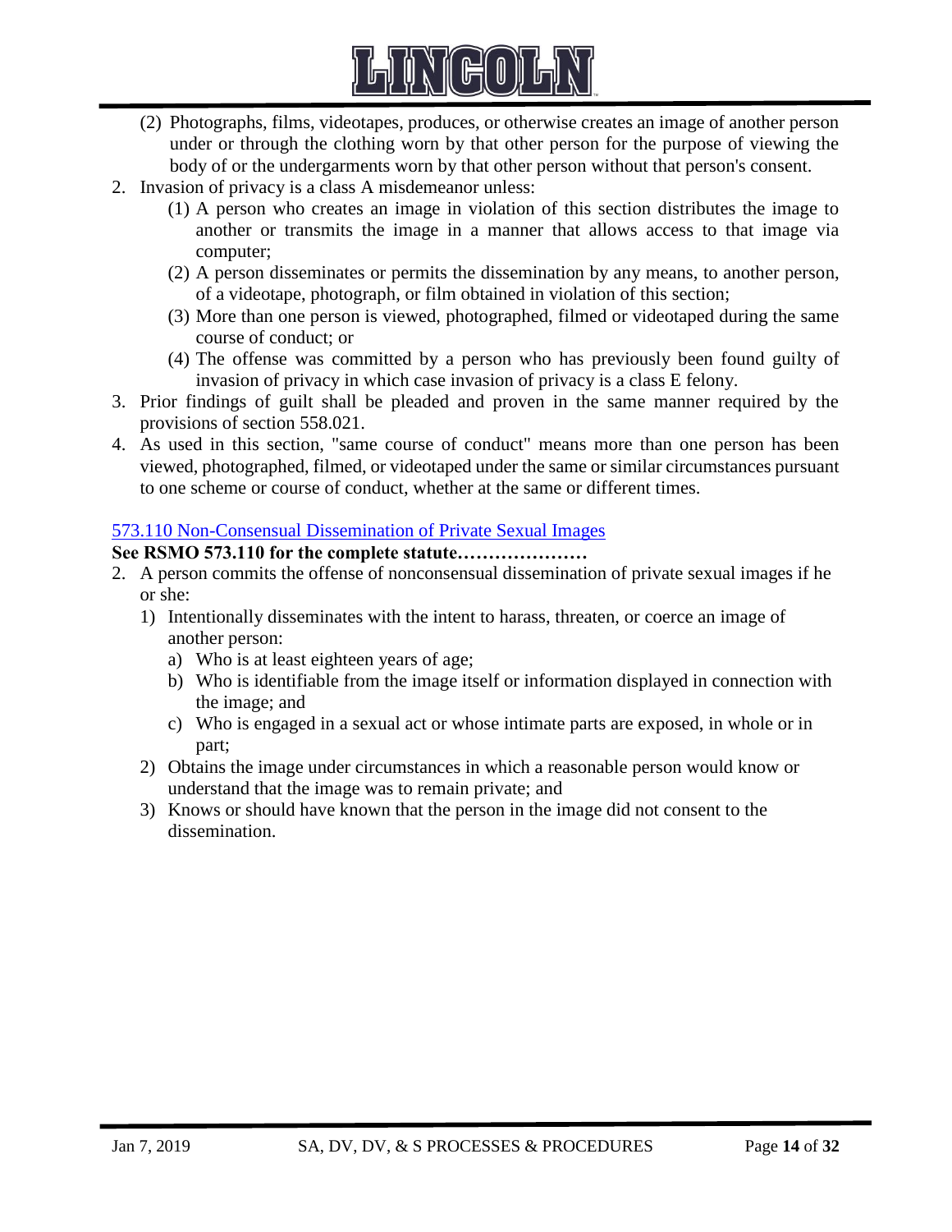(2) Photographs, films, videotapes, produces, or otherwise creates an image of another person under or through the clothing worn by that other person for the purpose of viewing the body of or the undergarments worn by that other person without that person's consent.

2. Invasion of privacy is a class A misdemeanor unless:
   (1) A person who creates an image in violation of this section distributes the image to another or transmits the image in a manner that allows access to that image via computer;
   (2) A person disseminates or permits the dissemination by any means, to another person, of a videotape, photograph, or film obtained in violation of this section;
   (3) More than one person is viewed, photographed, filmed or videotaped during the same course of conduct; or
   (4) The offense was committed by a person who has previously been found guilty of invasion of privacy in which case invasion of privacy is a class E felony.
3. Prior findings of guilt shall be pleaded and proven in the same manner required by the provisions of section 558.021.
4. As used in this section, "same course of conduct" means more than one person has been viewed, photographed, filmed, or videotaped under the same or similar circumstances pursuant to one scheme or course of conduct, whether at the same or different times.

573.110 Non-Consensual Dissemination of Private Sexual Images

**See RSMO 573.110 for the complete statute…………………**

2. A person commits the offense of nonconsensual dissemination of private sexual images if he or she:
   1) Intentionally disseminates with the intent to harass, threaten, or coerce an image of another person:
      a) Who is at least eighteen years of age;
      b) Who is identifiable from the image itself or information displayed in connection with the image; and
      c) Who is engaged in a sexual act or whose intimate parts are exposed, in whole or in part;
   2) Obtains the image under circumstances in which a reasonable person would know or understand that the image was to remain private; and
   3) Knows or should have known that the person in the image did not consent to the dissemination.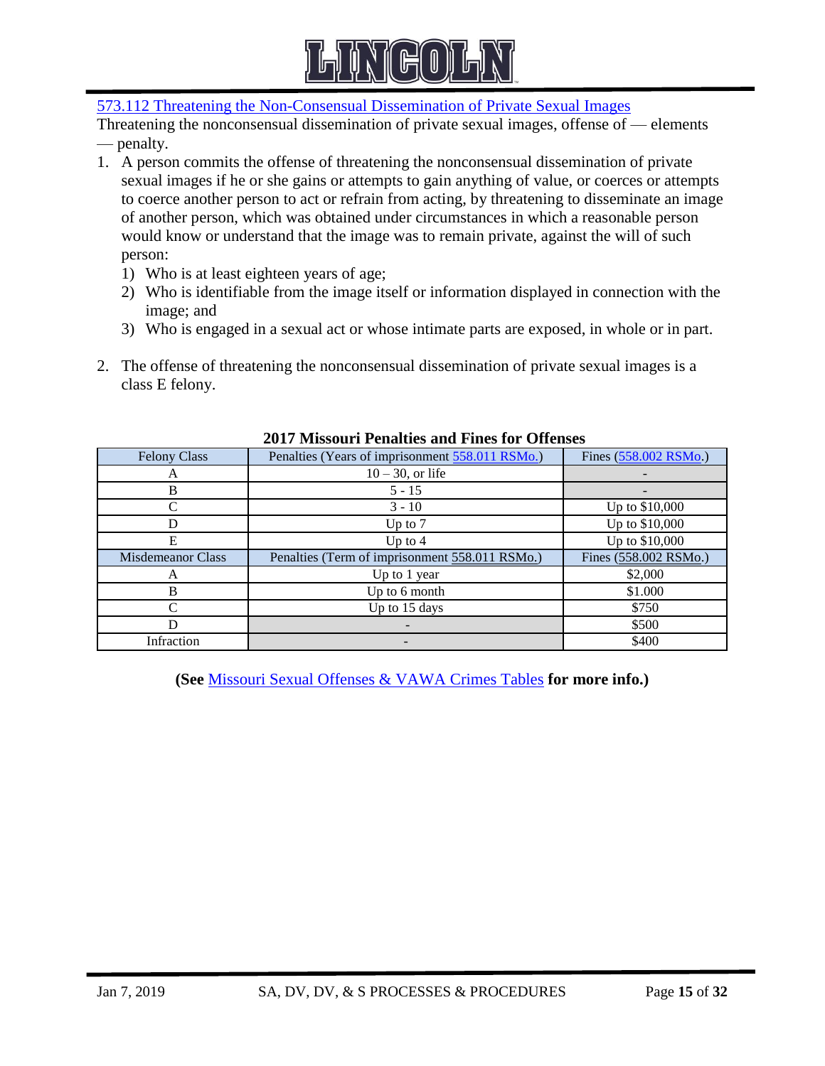[573.112 Threatening the Non-Consensual Dissemination of Private Sexual Images]

Threatening the nonconsensual dissemination of private sexual images, offense of — elements — penalty.

1. A person commits the offense of threatening the nonconsensual dissemination of private sexual images if he or she gains or attempts to gain anything of value, or coerces or attempts to coerce another person to act or refrain from acting, by threatening to disseminate an image of another person, which was obtained under circumstances in which a reasonable person would know or understand that the image was to remain private, against the will of such person:
   1) Who is at least eighteen years of age;
   2) Who is identifiable from the image itself or information displayed in connection with the image; and
   3) Who is engaged in a sexual act or whose intimate parts are exposed, in whole or in part.

2. The offense of threatening the nonconsensual dissemination of private sexual images is a class E felony.

**2017 Missouri Penalties and Fines for Offenses**

| Felony Class | Penalties (Years of imprisonment 558.011 RSMo.) | Fines (558.002 RSMo.) |
|---|---|---|
| A | 10 – 30, or life | - |
| B | 5 - 15 | - |
| C | 3 - 10 | Up to $10,000 |
| D | Up to 7 | Up to $10,000 |
| E | Up to 4 | Up to $10,000 |
| Misdemeanor Class | Penalties (Term of imprisonment 558.011 RSMo.) | Fines (558.002 RSMo.) |
| A | Up to 1 year | $2,000 |
| B | Up to 6 month | $1.000 |
| C | Up to 15 days | $750 |
| D | - | $500 |
| Infraction | - | $400 |

**(See** Missouri Sexual Offenses & VAWA Crimes Tables **for more info.)**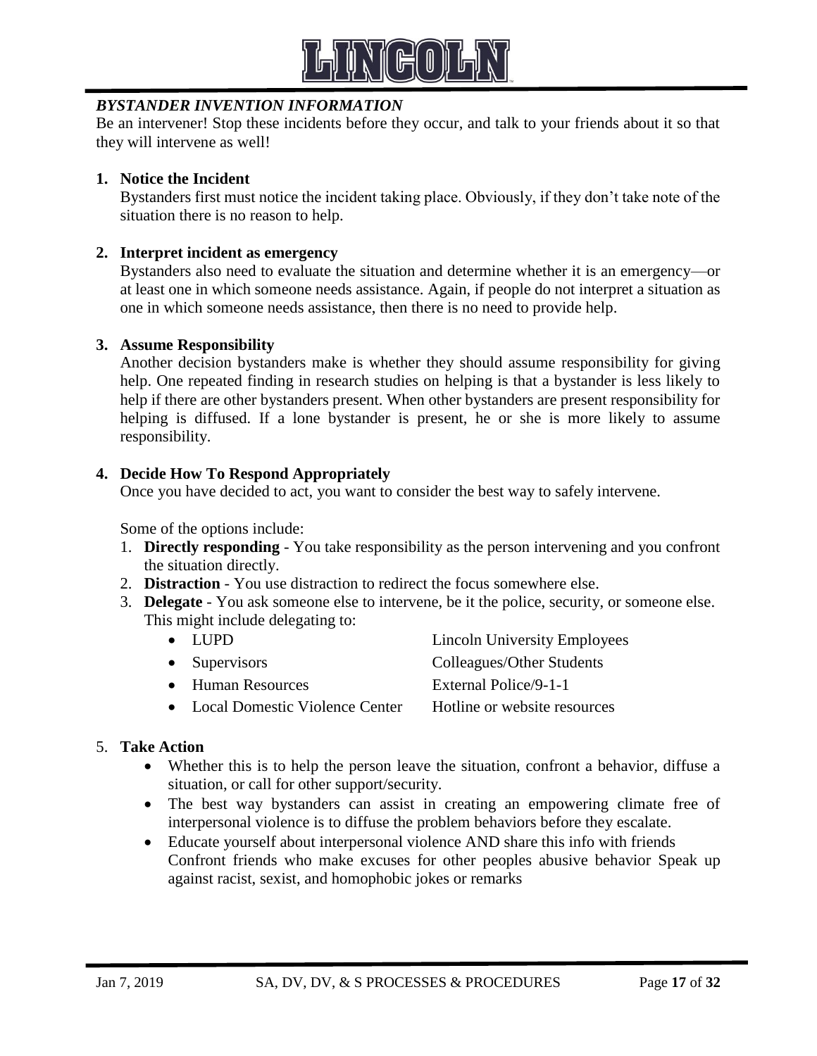## *BYSTANDER INVENTION INFORMATION*

Be an intervener! Stop these incidents before they occur, and talk to your friends about it so that they will intervene as well!

1. **Notice the Incident**
   Bystanders first must notice the incident taking place. Obviously, if they don't take note of the situation there is no reason to help.

2. **Interpret incident as emergency**
   Bystanders also need to evaluate the situation and determine whether it is an emergency—or at least one in which someone needs assistance. Again, if people do not interpret a situation as one in which someone needs assistance, then there is no need to provide help.

3. **Assume Responsibility**
   Another decision bystanders make is whether they should assume responsibility for giving help. One repeated finding in research studies on helping is that a bystander is less likely to help if there are other bystanders present. When other bystanders are present responsibility for helping is diffused. If a lone bystander is present, he or she is more likely to assume responsibility.

4. **Decide How To Respond Appropriately**
   Once you have decided to act, you want to consider the best way to safely intervene.

   Some of the options include:

   1. **Directly responding** - You take responsibility as the person intervening and you confront the situation directly.
   2. **Distraction** - You use distraction to redirect the focus somewhere else.
   3. **Delegate** - You ask someone else to intervene, be it the police, security, or someone else. This might include delegating to:
      - LUPD
      - Supervisors
      - Human Resources
      - Local Domestic Violence Center
      - Lincoln University Employees
      - Colleagues/Other Students
      - External Police/9-1-1
      - Hotline or website resources

5. **Take Action**
   - Whether this is to help the person leave the situation, confront a behavior, diffuse a situation, or call for other support/security.
   - The best way bystanders can assist in creating an empowering climate free of interpersonal violence is to diffuse the problem behaviors before they escalate.
   - Educate yourself about interpersonal violence AND share this info with friends Confront friends who make excuses for other peoples abusive behavior Speak up against racist, sexist, and homophobic jokes or remarks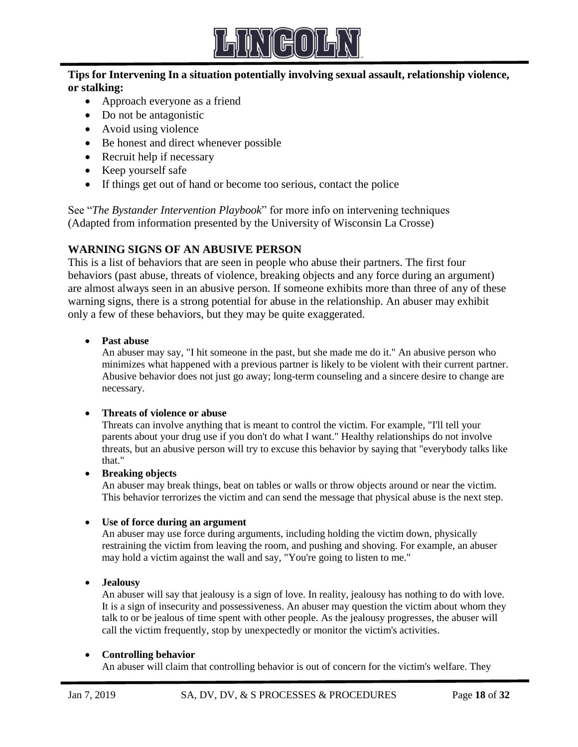**Tips for Intervening In a situation potentially involving sexual assault, relationship violence, or stalking:**

- Approach everyone as a friend
- Do not be antagonistic
- Avoid using violence
- Be honest and direct whenever possible
- Recruit help if necessary
- Keep yourself safe
- If things get out of hand or become too serious, contact the police

See "*The Bystander Intervention Playbook*" for more info on intervening techniques (Adapted from information presented by the University of Wisconsin La Crosse)

## WARNING SIGNS OF AN ABUSIVE PERSON

This is a list of behaviors that are seen in people who abuse their partners. The first four behaviors (past abuse, threats of violence, breaking objects and any force during an argument) are almost always seen in an abusive person. If someone exhibits more than three of any of these warning signs, there is a strong potential for abuse in the relationship. An abuser may exhibit only a few of these behaviors, but they may be quite exaggerated.

- **Past abuse**
  An abuser may say, "I hit someone in the past, but she made me do it." An abusive person who minimizes what happened with a previous partner is likely to be violent with their current partner. Abusive behavior does not just go away; long-term counseling and a sincere desire to change are necessary.

- **Threats of violence or abuse**
  Threats can involve anything that is meant to control the victim. For example, "I'll tell your parents about your drug use if you don't do what I want." Healthy relationships do not involve threats, but an abusive person will try to excuse this behavior by saying that "everybody talks like that."

- **Breaking objects**
  An abuser may break things, beat on tables or walls or throw objects around or near the victim. This behavior terrorizes the victim and can send the message that physical abuse is the next step.

- **Use of force during an argument**
  An abuser may use force during arguments, including holding the victim down, physically restraining the victim from leaving the room, and pushing and shoving. For example, an abuser may hold a victim against the wall and say, "You're going to listen to me."

- **Jealousy**
  An abuser will say that jealousy is a sign of love. In reality, jealousy has nothing to do with love. It is a sign of insecurity and possessiveness. An abuser may question the victim about whom they talk to or be jealous of time spent with other people. As the jealousy progresses, the abuser will call the victim frequently, stop by unexpectedly or monitor the victim's activities.

- **Controlling behavior**
  An abuser will claim that controlling behavior is out of concern for the victim's welfare. They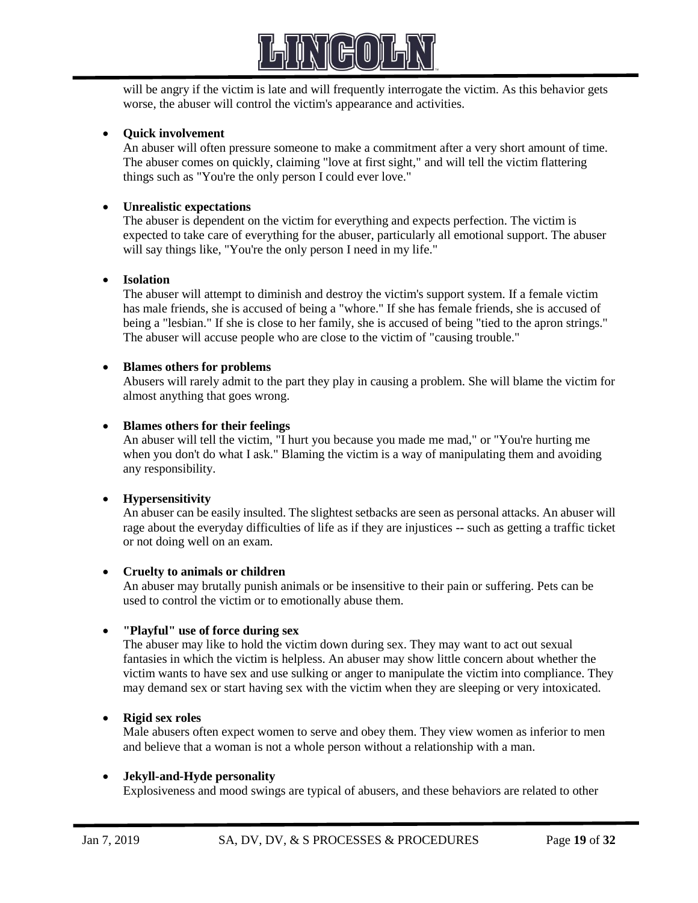will be angry if the victim is late and will frequently interrogate the victim. As this behavior gets worse, the abuser will control the victim's appearance and activities.

- **Quick involvement**
  An abuser will often pressure someone to make a commitment after a very short amount of time. The abuser comes on quickly, claiming "love at first sight," and will tell the victim flattering things such as "You're the only person I could ever love."

- **Unrealistic expectations**
  The abuser is dependent on the victim for everything and expects perfection. The victim is expected to take care of everything for the abuser, particularly all emotional support. The abuser will say things like, "You're the only person I need in my life."

- **Isolation**
  The abuser will attempt to diminish and destroy the victim's support system. If a female victim has male friends, she is accused of being a "whore." If she has female friends, she is accused of being a "lesbian." If she is close to her family, she is accused of being "tied to the apron strings." The abuser will accuse people who are close to the victim of "causing trouble."

- **Blames others for problems**
  Abusers will rarely admit to the part they play in causing a problem. She will blame the victim for almost anything that goes wrong.

- **Blames others for their feelings**
  An abuser will tell the victim, "I hurt you because you made me mad," or "You're hurting me when you don't do what I ask." Blaming the victim is a way of manipulating them and avoiding any responsibility.

- **Hypersensitivity**
  An abuser can be easily insulted. The slightest setbacks are seen as personal attacks. An abuser will rage about the everyday difficulties of life as if they are injustices -- such as getting a traffic ticket or not doing well on an exam.

- **Cruelty to animals or children**
  An abuser may brutally punish animals or be insensitive to their pain or suffering. Pets can be used to control the victim or to emotionally abuse them.

- **"Playful" use of force during sex**
  The abuser may like to hold the victim down during sex. They may want to act out sexual fantasies in which the victim is helpless. An abuser may show little concern about whether the victim wants to have sex and use sulking or anger to manipulate the victim into compliance. They may demand sex or start having sex with the victim when they are sleeping or very intoxicated.

- **Rigid sex roles**
  Male abusers often expect women to serve and obey them. They view women as inferior to men and believe that a woman is not a whole person without a relationship with a man.

- **Jekyll-and-Hyde personality**
  Explosiveness and mood swings are typical of abusers, and these behaviors are related to other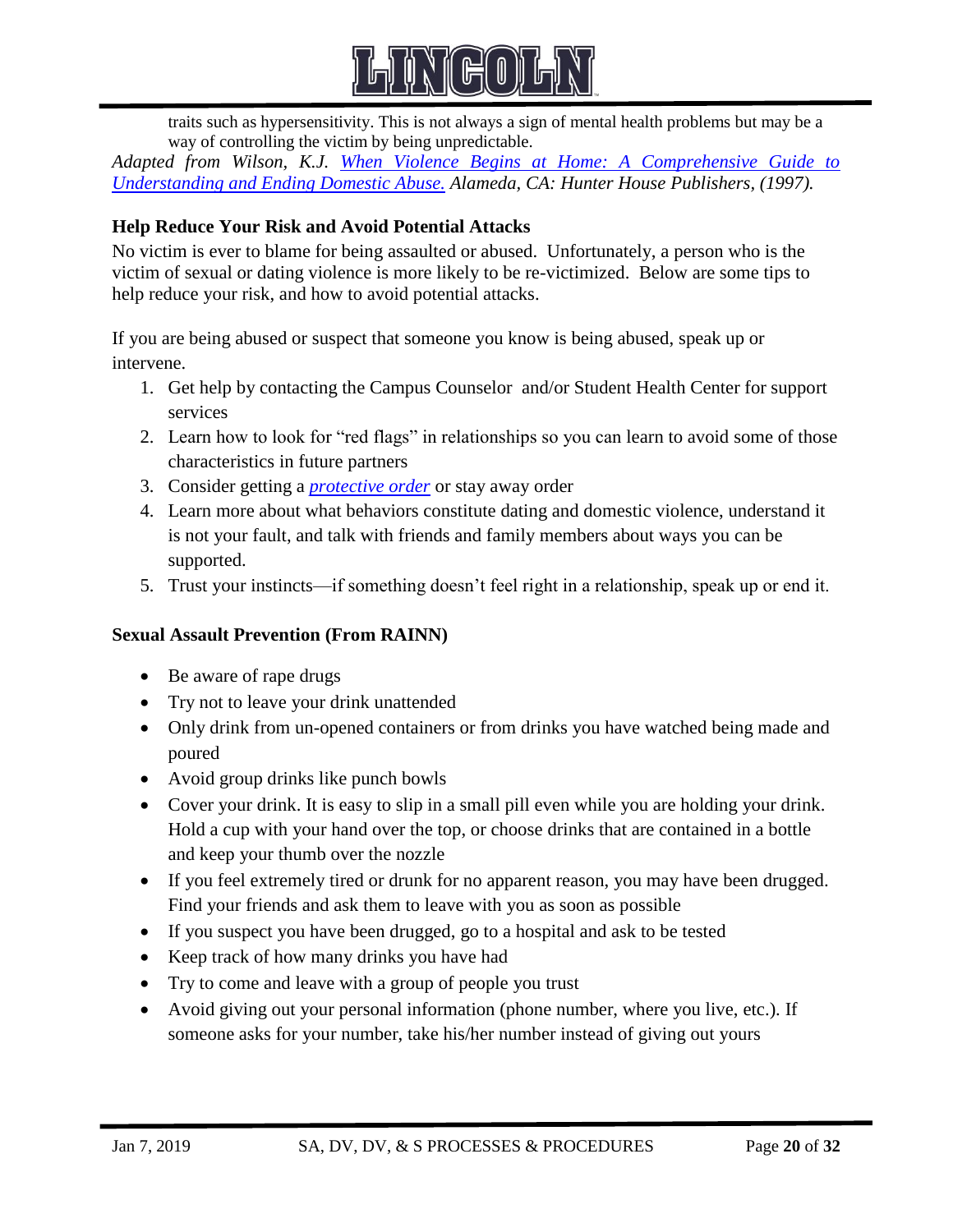traits such as hypersensitivity. This is not always a sign of mental health problems but may be a way of controlling the victim by being unpredictable.

*Adapted from Wilson, K.J. When Violence Begins at Home: A Comprehensive Guide to Understanding and Ending Domestic Abuse. Alameda, CA: Hunter House Publishers, (1997).*

### Help Reduce Your Risk and Avoid Potential Attacks

No victim is ever to blame for being assaulted or abused. Unfortunately, a person who is the victim of sexual or dating violence is more likely to be re-victimized. Below are some tips to help reduce your risk, and how to avoid potential attacks.

If you are being abused or suspect that someone you know is being abused, speak up or intervene.

1. Get help by contacting the Campus Counselor and/or Student Health Center for support services
2. Learn how to look for "red flags" in relationships so you can learn to avoid some of those characteristics in future partners
3. Consider getting a *protective order* or stay away order
4. Learn more about what behaviors constitute dating and domestic violence, understand it is not your fault, and talk with friends and family members about ways you can be supported.
5. Trust your instincts—if something doesn't feel right in a relationship, speak up or end it.

### Sexual Assault Prevention (From RAINN)

- Be aware of rape drugs
- Try not to leave your drink unattended
- Only drink from un-opened containers or from drinks you have watched being made and poured
- Avoid group drinks like punch bowls
- Cover your drink. It is easy to slip in a small pill even while you are holding your drink. Hold a cup with your hand over the top, or choose drinks that are contained in a bottle and keep your thumb over the nozzle
- If you feel extremely tired or drunk for no apparent reason, you may have been drugged. Find your friends and ask them to leave with you as soon as possible
- If you suspect you have been drugged, go to a hospital and ask to be tested
- Keep track of how many drinks you have had
- Try to come and leave with a group of people you trust
- Avoid giving out your personal information (phone number, where you live, etc.). If someone asks for your number, take his/her number instead of giving out yours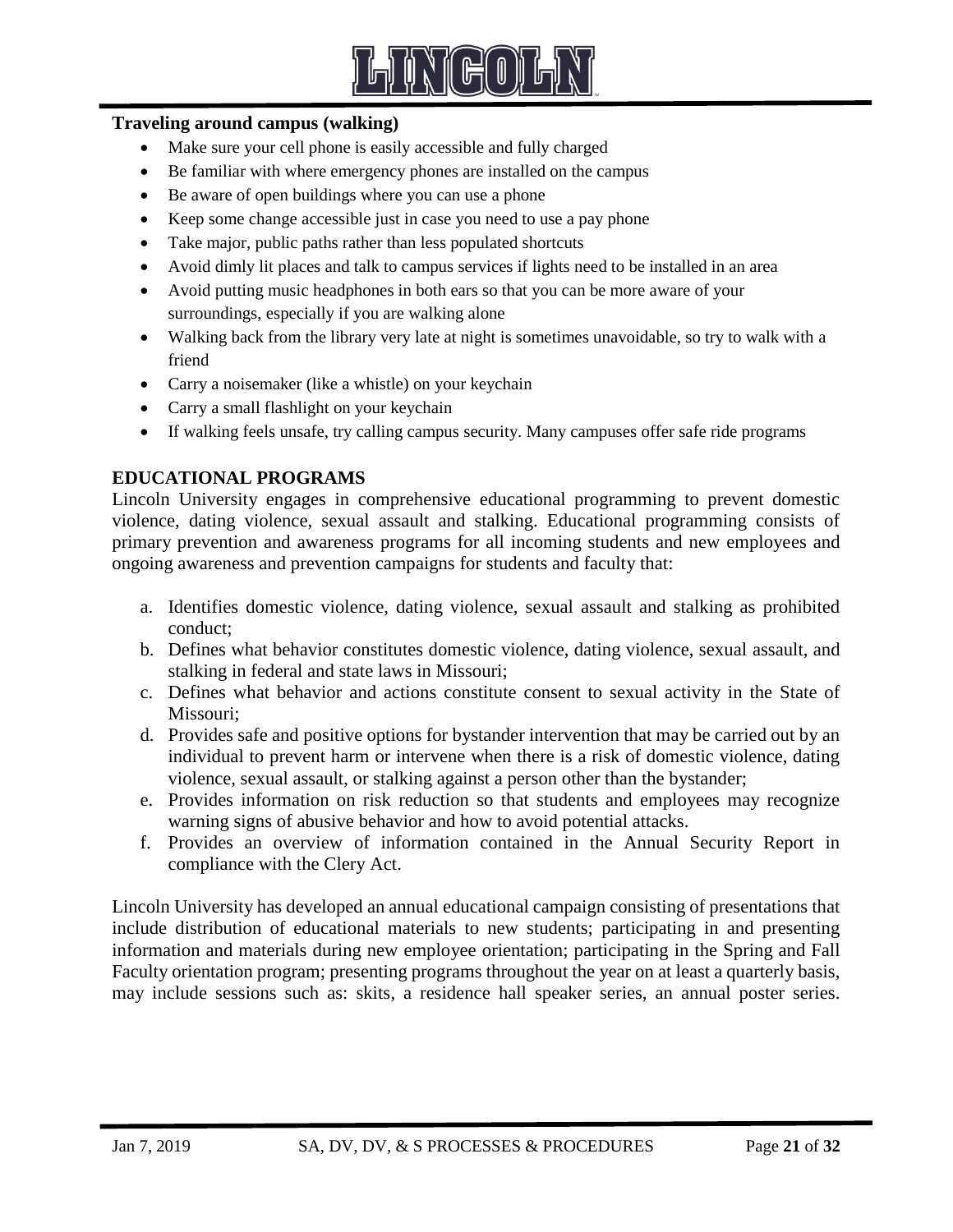**Traveling around campus (walking)**

- Make sure your cell phone is easily accessible and fully charged
- Be familiar with where emergency phones are installed on the campus
- Be aware of open buildings where you can use a phone
- Keep some change accessible just in case you need to use a pay phone
- Take major, public paths rather than less populated shortcuts
- Avoid dimly lit places and talk to campus services if lights need to be installed in an area
- Avoid putting music headphones in both ears so that you can be more aware of your surroundings, especially if you are walking alone
- Walking back from the library very late at night is sometimes unavoidable, so try to walk with a friend
- Carry a noisemaker (like a whistle) on your keychain
- Carry a small flashlight on your keychain
- If walking feels unsafe, try calling campus security. Many campuses offer safe ride programs

## EDUCATIONAL PROGRAMS

Lincoln University engages in comprehensive educational programming to prevent domestic violence, dating violence, sexual assault and stalking. Educational programming consists of primary prevention and awareness programs for all incoming students and new employees and ongoing awareness and prevention campaigns for students and faculty that:

a. Identifies domestic violence, dating violence, sexual assault and stalking as prohibited conduct;
b. Defines what behavior constitutes domestic violence, dating violence, sexual assault, and stalking in federal and state laws in Missouri;
c. Defines what behavior and actions constitute consent to sexual activity in the State of Missouri;
d. Provides safe and positive options for bystander intervention that may be carried out by an individual to prevent harm or intervene when there is a risk of domestic violence, dating violence, sexual assault, or stalking against a person other than the bystander;
e. Provides information on risk reduction so that students and employees may recognize warning signs of abusive behavior and how to avoid potential attacks.
f. Provides an overview of information contained in the Annual Security Report in compliance with the Clery Act.

Lincoln University has developed an annual educational campaign consisting of presentations that include distribution of educational materials to new students; participating in and presenting information and materials during new employee orientation; participating in the Spring and Fall Faculty orientation program; presenting programs throughout the year on at least a quarterly basis, may include sessions such as: skits, a residence hall speaker series, an annual poster series.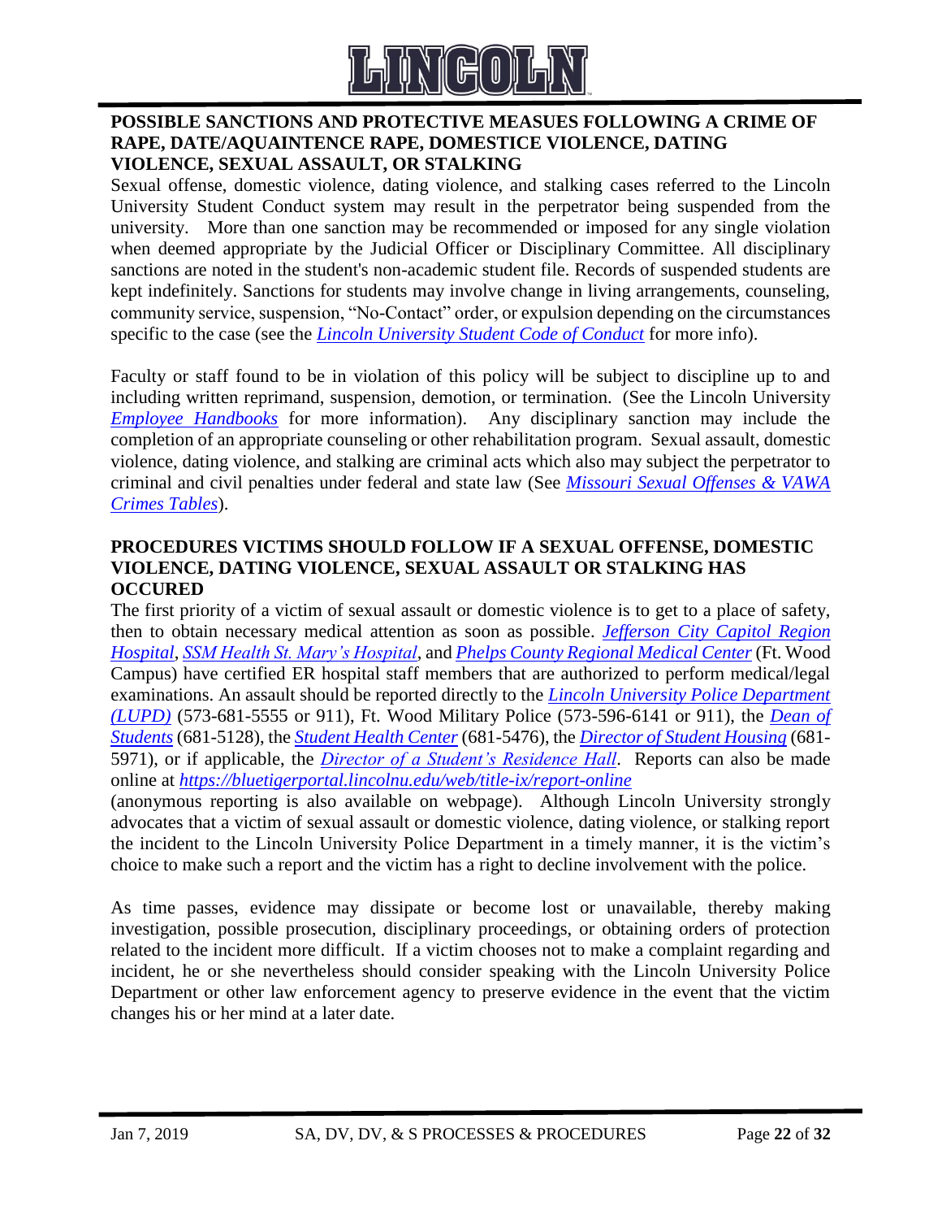## POSSIBLE SANCTIONS AND PROTECTIVE MEASUES FOLLOWING A CRIME OF RAPE, DATE/AQUAINTENCE RAPE, DOMESTICE VIOLENCE, DATING VIOLENCE, SEXUAL ASSAULT, OR STALKING

Sexual offense, domestic violence, dating violence, and stalking cases referred to the Lincoln University Student Conduct system may result in the perpetrator being suspended from the university. More than one sanction may be recommended or imposed for any single violation when deemed appropriate by the Judicial Officer or Disciplinary Committee. All disciplinary sanctions are noted in the student's non-academic student file. Records of suspended students are kept indefinitely. Sanctions for students may involve change in living arrangements, counseling, community service, suspension, "No-Contact" order, or expulsion depending on the circumstances specific to the case (see the ***Lincoln University Student Code of Conduct*** for more info).

Faculty or staff found to be in violation of this policy will be subject to discipline up to and including written reprimand, suspension, demotion, or termination. (See the Lincoln University *Employee Handbooks* for more information). Any disciplinary sanction may include the completion of an appropriate counseling or other rehabilitation program. Sexual assault, domestic violence, dating violence, and stalking are criminal acts which also may subject the perpetrator to criminal and civil penalties under federal and state law (See *Missouri Sexual Offenses & VAWA Crimes Tables*).

## PROCEDURES VICTIMS SHOULD FOLLOW IF A SEXUAL OFFENSE, DOMESTIC VIOLENCE, DATING VIOLENCE, SEXUAL ASSAULT OR STALKING HAS OCCURED

The first priority of a victim of sexual assault or domestic violence is to get to a place of safety, then to obtain necessary medical attention as soon as possible. *Jefferson City Capitol Region Hospital*, *SSM Health St. Mary's Hospital*, and *Phelps County Regional Medical Center* (Ft. Wood Campus) have certified ER hospital staff members that are authorized to perform medical/legal examinations. An assault should be reported directly to the *Lincoln University Police Department (LUPD)* (573-681-5555 or 911), Ft. Wood Military Police (573-596-6141 or 911), the *Dean of Students* (681-5128), the *Student Health Center* (681-5476), the *Director of Student Housing* (681-5971), or if applicable, the *Director of a Student's Residence Hall*. Reports can also be made online at *https://bluetigerportal.lincolnu.edu/web/title-ix/report-online* (anonymous reporting is also available on webpage). Although Lincoln University strongly advocates that a victim of sexual assault or domestic violence, dating violence, or stalking report the incident to the Lincoln University Police Department in a timely manner, it is the victim's choice to make such a report and the victim has a right to decline involvement with the police.

As time passes, evidence may dissipate or become lost or unavailable, thereby making investigation, possible prosecution, disciplinary proceedings, or obtaining orders of protection related to the incident more difficult. If a victim chooses not to make a complaint regarding and incident, he or she nevertheless should consider speaking with the Lincoln University Police Department or other law enforcement agency to preserve evidence in the event that the victim changes his or her mind at a later date.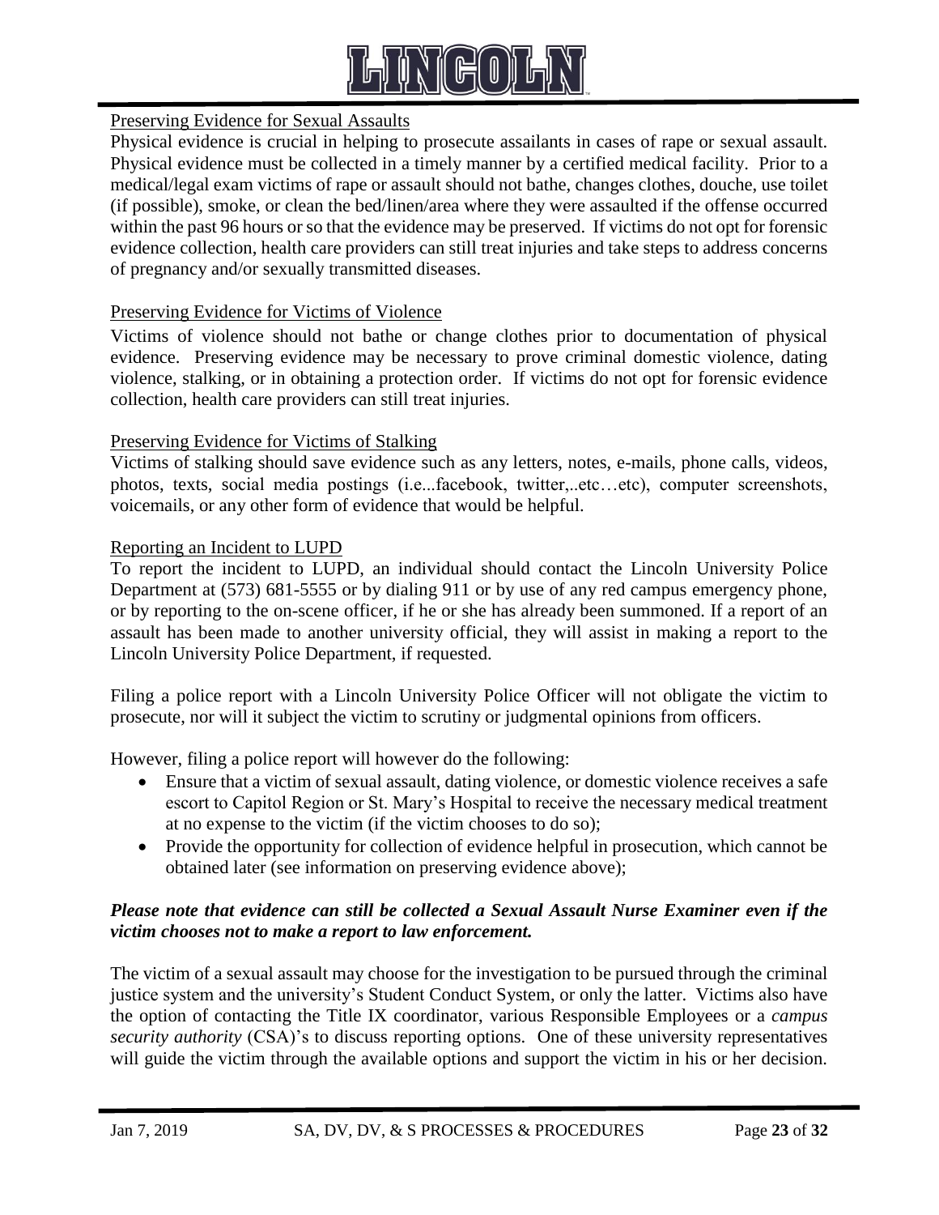## Preserving Evidence for Sexual Assaults

Physical evidence is crucial in helping to prosecute assailants in cases of rape or sexual assault. Physical evidence must be collected in a timely manner by a certified medical facility. Prior to a medical/legal exam victims of rape or assault should not bathe, changes clothes, douche, use toilet (if possible), smoke, or clean the bed/linen/area where they were assaulted if the offense occurred within the past 96 hours or so that the evidence may be preserved. If victims do not opt for forensic evidence collection, health care providers can still treat injuries and take steps to address concerns of pregnancy and/or sexually transmitted diseases.

## Preserving Evidence for Victims of Violence

Victims of violence should not bathe or change clothes prior to documentation of physical evidence. Preserving evidence may be necessary to prove criminal domestic violence, dating violence, stalking, or in obtaining a protection order. If victims do not opt for forensic evidence collection, health care providers can still treat injuries.

## Preserving Evidence for Victims of Stalking

Victims of stalking should save evidence such as any letters, notes, e-mails, phone calls, videos, photos, texts, social media postings (i.e...facebook, twitter,..etc…etc), computer screenshots, voicemails, or any other form of evidence that would be helpful.

## Reporting an Incident to LUPD

To report the incident to LUPD, an individual should contact the Lincoln University Police Department at (573) 681-5555 or by dialing 911 or by use of any red campus emergency phone, or by reporting to the on-scene officer, if he or she has already been summoned. If a report of an assault has been made to another university official, they will assist in making a report to the Lincoln University Police Department, if requested.

Filing a police report with a Lincoln University Police Officer will not obligate the victim to prosecute, nor will it subject the victim to scrutiny or judgmental opinions from officers.

However, filing a police report will however do the following:

- Ensure that a victim of sexual assault, dating violence, or domestic violence receives a safe escort to Capitol Region or St. Mary's Hospital to receive the necessary medical treatment at no expense to the victim (if the victim chooses to do so);
- Provide the opportunity for collection of evidence helpful in prosecution, which cannot be obtained later (see information on preserving evidence above);

***Please note that evidence can still be collected a Sexual Assault Nurse Examiner even if the victim chooses not to make a report to law enforcement.***

The victim of a sexual assault may choose for the investigation to be pursued through the criminal justice system and the university's Student Conduct System, or only the latter. Victims also have the option of contacting the Title IX coordinator, various Responsible Employees or a *campus security authority* (CSA)'s to discuss reporting options. One of these university representatives will guide the victim through the available options and support the victim in his or her decision.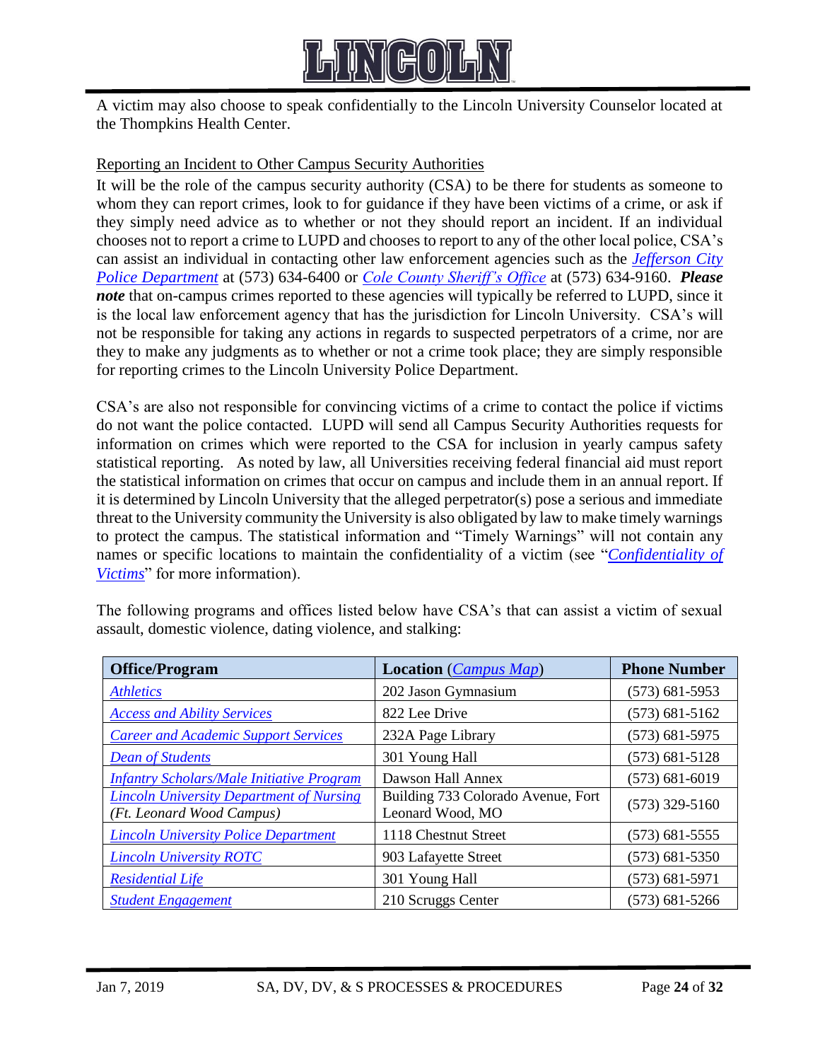A victim may also choose to speak confidentially to the Lincoln University Counselor located at the Thompkins Health Center.

Reporting an Incident to Other Campus Security Authorities

It will be the role of the campus security authority (CSA) to be there for students as someone to whom they can report crimes, look to for guidance if they have been victims of a crime, or ask if they simply need advice as to whether or not they should report an incident. If an individual chooses not to report a crime to LUPD and chooses to report to any of the other local police, CSA's can assist an individual in contacting other law enforcement agencies such as the *Jefferson City Police Department* at (573) 634-6400 or *Cole County Sheriff's Office* at (573) 634-9160. ***Please note*** that on-campus crimes reported to these agencies will typically be referred to LUPD, since it is the local law enforcement agency that has the jurisdiction for Lincoln University. CSA's will not be responsible for taking any actions in regards to suspected perpetrators of a crime, nor are they to make any judgments as to whether or not a crime took place; they are simply responsible for reporting crimes to the Lincoln University Police Department.

CSA's are also not responsible for convincing victims of a crime to contact the police if victims do not want the police contacted. LUPD will send all Campus Security Authorities requests for information on crimes which were reported to the CSA for inclusion in yearly campus safety statistical reporting. As noted by law, all Universities receiving federal financial aid must report the statistical information on crimes that occur on campus and include them in an annual report. If it is determined by Lincoln University that the alleged perpetrator(s) pose a serious and immediate threat to the University community the University is also obligated by law to make timely warnings to protect the campus. The statistical information and "Timely Warnings" will not contain any names or specific locations to maintain the confidentiality of a victim (see "*Confidentiality of Victims*" for more information).

The following programs and offices listed below have CSA's that can assist a victim of sexual assault, domestic violence, dating violence, and stalking:

| **Office/Program** | **Location** (*Campus Map*) | **Phone Number** |
|---|---|---|
| *Athletics* | 202 Jason Gymnasium | (573) 681-5953 |
| *Access and Ability Services* | 822 Lee Drive | (573) 681-5162 |
| *Career and Academic Support Services* | 232A Page Library | (573) 681-5975 |
| *Dean of Students* | 301 Young Hall | (573) 681-5128 |
| *Infantry Scholars/Male Initiative Program* | Dawson Hall Annex | (573) 681-6019 |
| *Lincoln University Department of Nursing* *(Ft. Leonard Wood Campus)* | Building 733 Colorado Avenue, Fort Leonard Wood, MO | (573) 329-5160 |
| *Lincoln University Police Department* | 1118 Chestnut Street | (573) 681-5555 |
| *Lincoln University ROTC* | 903 Lafayette Street | (573) 681-5350 |
| *Residential Life* | 301 Young Hall | (573) 681-5971 |
| *Student Engagement* | 210 Scruggs Center | (573) 681-5266 |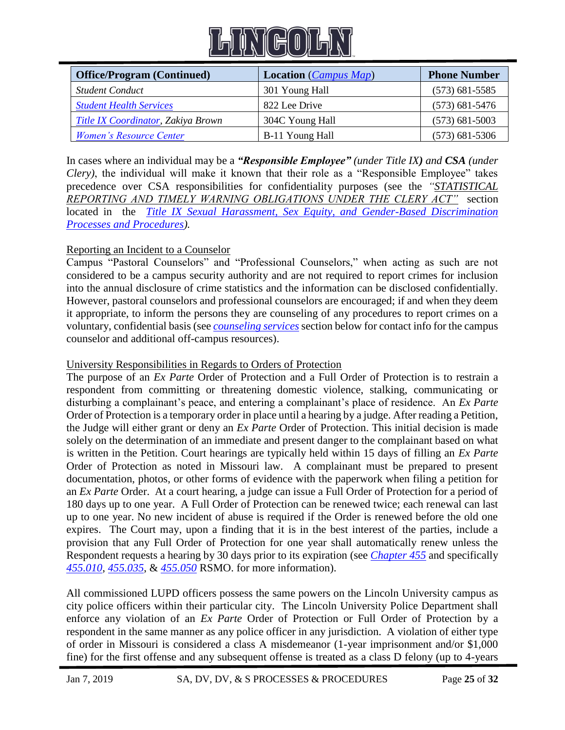| Office/Program (Continued) | Location (Campus Map) | Phone Number |
|---|---|---|
| *Student Conduct* | 301 Young Hall | (573) 681-5585 |
| *Student Health Services* | 822 Lee Drive | (573) 681-5476 |
| *Title IX Coordinator, Zakiya Brown* | 304C Young Hall | (573) 681-5003 |
| *Women's Resource Center* | B-11 Young Hall | (573) 681-5306 |

In cases where an individual may be a ***"Responsible Employee"** (under Title IX)* and ***CSA*** *(under Clery)*, the individual will make it known that their role as a "Responsible Employee" takes precedence over CSA responsibilities for confidentiality purposes (see the *"STATISTICAL REPORTING AND TIMELY WARNING OBLIGATIONS UNDER THE CLERY ACT"* section located in the *Title IX Sexual Harassment, Sex Equity, and Gender-Based Discrimination Processes and Procedures).*

Reporting an Incident to a Counselor

Campus "Pastoral Counselors" and "Professional Counselors," when acting as such are not considered to be a campus security authority and are not required to report crimes for inclusion into the annual disclosure of crime statistics and the information can be disclosed confidentially. However, pastoral counselors and professional counselors are encouraged; if and when they deem it appropriate, to inform the persons they are counseling of any procedures to report crimes on a voluntary, confidential basis (see *counseling services* section below for contact info for the campus counselor and additional off-campus resources).

University Responsibilities in Regards to Orders of Protection

The purpose of an *Ex Parte* Order of Protection and a Full Order of Protection is to restrain a respondent from committing or threatening domestic violence, stalking, communicating or disturbing a complainant's peace, and entering a complainant's place of residence. An *Ex Parte* Order of Protection is a temporary order in place until a hearing by a judge. After reading a Petition, the Judge will either grant or deny an *Ex Parte* Order of Protection. This initial decision is made solely on the determination of an immediate and present danger to the complainant based on what is written in the Petition. Court hearings are typically held within 15 days of filling an *Ex Parte* Order of Protection as noted in Missouri law. A complainant must be prepared to present documentation, photos, or other forms of evidence with the paperwork when filing a petition for an *Ex Parte* Order. At a court hearing, a judge can issue a Full Order of Protection for a period of 180 days up to one year. A Full Order of Protection can be renewed twice; each renewal can last up to one year. No new incident of abuse is required if the Order is renewed before the old one expires. The Court may, upon a finding that it is in the best interest of the parties, include a provision that any Full Order of Protection for one year shall automatically renew unless the Respondent requests a hearing by 30 days prior to its expiration (see *Chapter 455* and specifically *455.010*, *455.035*, & *455.050* RSMO. for more information).

All commissioned LUPD officers possess the same powers on the Lincoln University campus as city police officers within their particular city. The Lincoln University Police Department shall enforce any violation of an *Ex Parte* Order of Protection or Full Order of Protection by a respondent in the same manner as any police officer in any jurisdiction. A violation of either type of order in Missouri is considered a class A misdemeanor (1-year imprisonment and/or $1,000 fine) for the first offense and any subsequent offense is treated as a class D felony (up to 4-years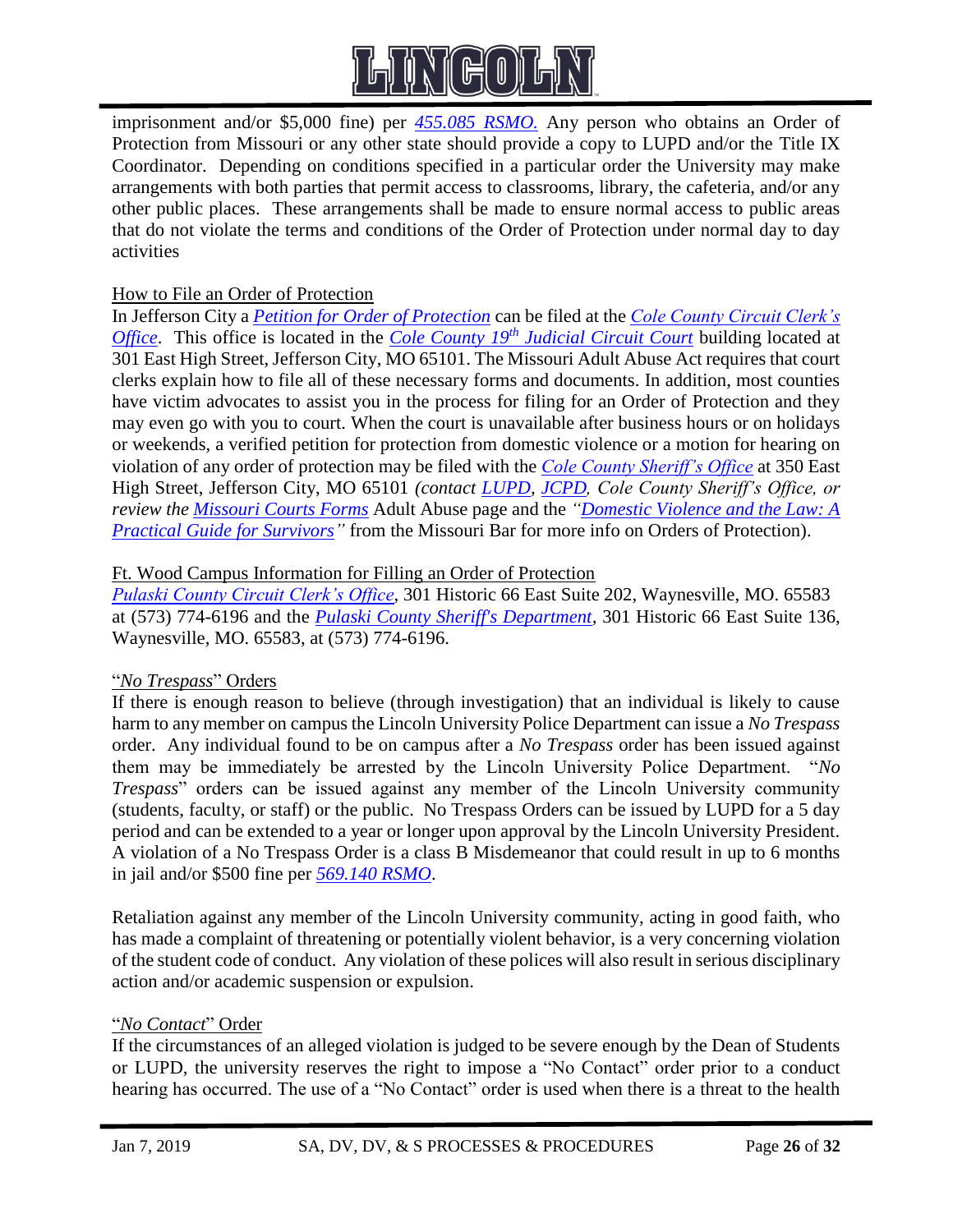imprisonment and/or $5,000 fine) per *455.085 RSMO.* Any person who obtains an Order of Protection from Missouri or any other state should provide a copy to LUPD and/or the Title IX Coordinator. Depending on conditions specified in a particular order the University may make arrangements with both parties that permit access to classrooms, library, the cafeteria, and/or any other public places. These arrangements shall be made to ensure normal access to public areas that do not violate the terms and conditions of the Order of Protection under normal day to day activities

How to File an Order of Protection

In Jefferson City a *Petition for Order of Protection* can be filed at the *Cole County Circuit Clerk's Office*. This office is located in the *Cole County 19th Judicial Circuit Court* building located at 301 East High Street, Jefferson City, MO 65101. The Missouri Adult Abuse Act requires that court clerks explain how to file all of these necessary forms and documents. In addition, most counties have victim advocates to assist you in the process for filing for an Order of Protection and they may even go with you to court. When the court is unavailable after business hours or on holidays or weekends, a verified petition for protection from domestic violence or a motion for hearing on violation of any order of protection may be filed with the *Cole County Sheriff's Office* at 350 East High Street, Jefferson City, MO 65101 *(contact LUPD, JCPD, Cole County Sheriff's Office, or review the Missouri Courts Forms* Adult Abuse page and the *"Domestic Violence and the Law: A Practical Guide for Survivors"* from the Missouri Bar for more info on Orders of Protection).

Ft. Wood Campus Information for Filling an Order of Protection

*Pulaski County Circuit Clerk's Office*, 301 Historic 66 East Suite 202, Waynesville, MO. 65583 at (573) 774-6196 and the *Pulaski County Sheriff's Department*, 301 Historic 66 East Suite 136, Waynesville, MO. 65583, at (573) 774-6196.

"*No Trespass*" Orders

If there is enough reason to believe (through investigation) that an individual is likely to cause harm to any member on campus the Lincoln University Police Department can issue a *No Trespass* order. Any individual found to be on campus after a *No Trespass* order has been issued against them may be immediately be arrested by the Lincoln University Police Department. "*No Trespass*" orders can be issued against any member of the Lincoln University community (students, faculty, or staff) or the public. No Trespass Orders can be issued by LUPD for a 5 day period and can be extended to a year or longer upon approval by the Lincoln University President. A violation of a No Trespass Order is a class B Misdemeanor that could result in up to 6 months in jail and/or $500 fine per *569.140 RSMO*.

Retaliation against any member of the Lincoln University community, acting in good faith, who has made a complaint of threatening or potentially violent behavior, is a very concerning violation of the student code of conduct. Any violation of these polices will also result in serious disciplinary action and/or academic suspension or expulsion.

"*No Contact*" Order

If the circumstances of an alleged violation is judged to be severe enough by the Dean of Students or LUPD, the university reserves the right to impose a "No Contact" order prior to a conduct hearing has occurred. The use of a "No Contact" order is used when there is a threat to the health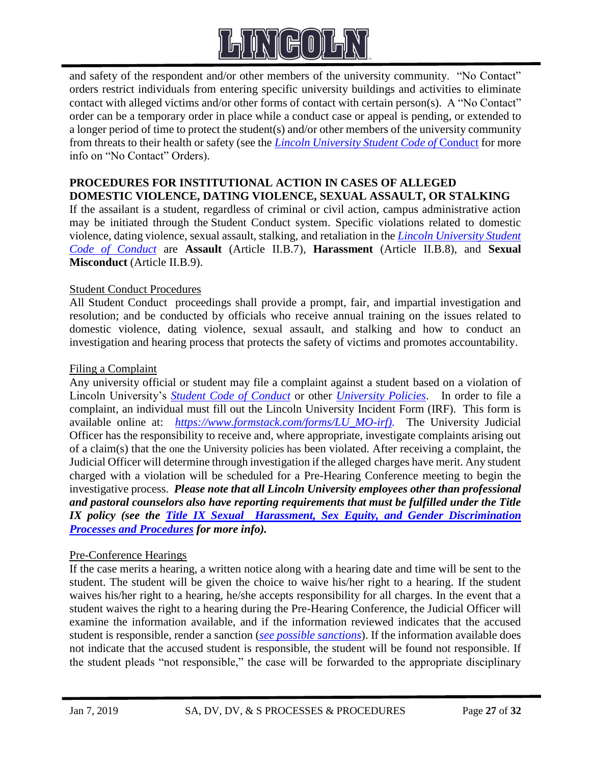and safety of the respondent and/or other members of the university community. "No Contact" orders restrict individuals from entering specific university buildings and activities to eliminate contact with alleged victims and/or other forms of contact with certain person(s). A "No Contact" order can be a temporary order in place while a conduct case or appeal is pending, or extended to a longer period of time to protect the student(s) and/or other members of the university community from threats to their health or safety (see the *Lincoln University Student Code of* Conduct for more info on "No Contact" Orders).

## PROCEDURES FOR INSTITUTIONAL ACTION IN CASES OF ALLEGED DOMESTIC VIOLENCE, DATING VIOLENCE, SEXUAL ASSAULT, OR STALKING

If the assailant is a student, regardless of criminal or civil action, campus administrative action may be initiated through the Student Conduct system. Specific violations related to domestic violence, dating violence, sexual assault, stalking, and retaliation in the *Lincoln University Student Code of Conduct* are **Assault** (Article II.B.7), **Harassment** (Article II.B.8), and **Sexual Misconduct** (Article II.B.9).

### Student Conduct Procedures

All Student Conduct proceedings shall provide a prompt, fair, and impartial investigation and resolution; and be conducted by officials who receive annual training on the issues related to domestic violence, dating violence, sexual assault, and stalking and how to conduct an investigation and hearing process that protects the safety of victims and promotes accountability.

### Filing a Complaint

Any university official or student may file a complaint against a student based on a violation of Lincoln University's *Student Code of Conduct* or other *University Policies*. In order to file a complaint, an individual must fill out the Lincoln University Incident Form (IRF). This form is available online at: *https://www.formstack.com/forms/LU_MO-irf).* The University Judicial Officer has the responsibility to receive and, where appropriate, investigate complaints arising out of a claim(s) that the one the University policies has been violated. After receiving a complaint, the Judicial Officer will determine through investigation if the alleged charges have merit. Any student charged with a violation will be scheduled for a Pre-Hearing Conference meeting to begin the investigative process. ***Please note that all Lincoln University employees other than professional and pastoral counselors also have reporting requirements that must be fulfilled under the Title IX policy (see the Title IX Sexual Harassment, Sex Equity, and Gender Discrimination Processes and Procedures for more info).***

### Pre-Conference Hearings

If the case merits a hearing, a written notice along with a hearing date and time will be sent to the student. The student will be given the choice to waive his/her right to a hearing. If the student waives his/her right to a hearing, he/she accepts responsibility for all charges. In the event that a student waives the right to a hearing during the Pre-Hearing Conference, the Judicial Officer will examine the information available, and if the information reviewed indicates that the accused student is responsible, render a sanction (*see possible sanctions*). If the information available does not indicate that the accused student is responsible, the student will be found not responsible. If the student pleads "not responsible," the case will be forwarded to the appropriate disciplinary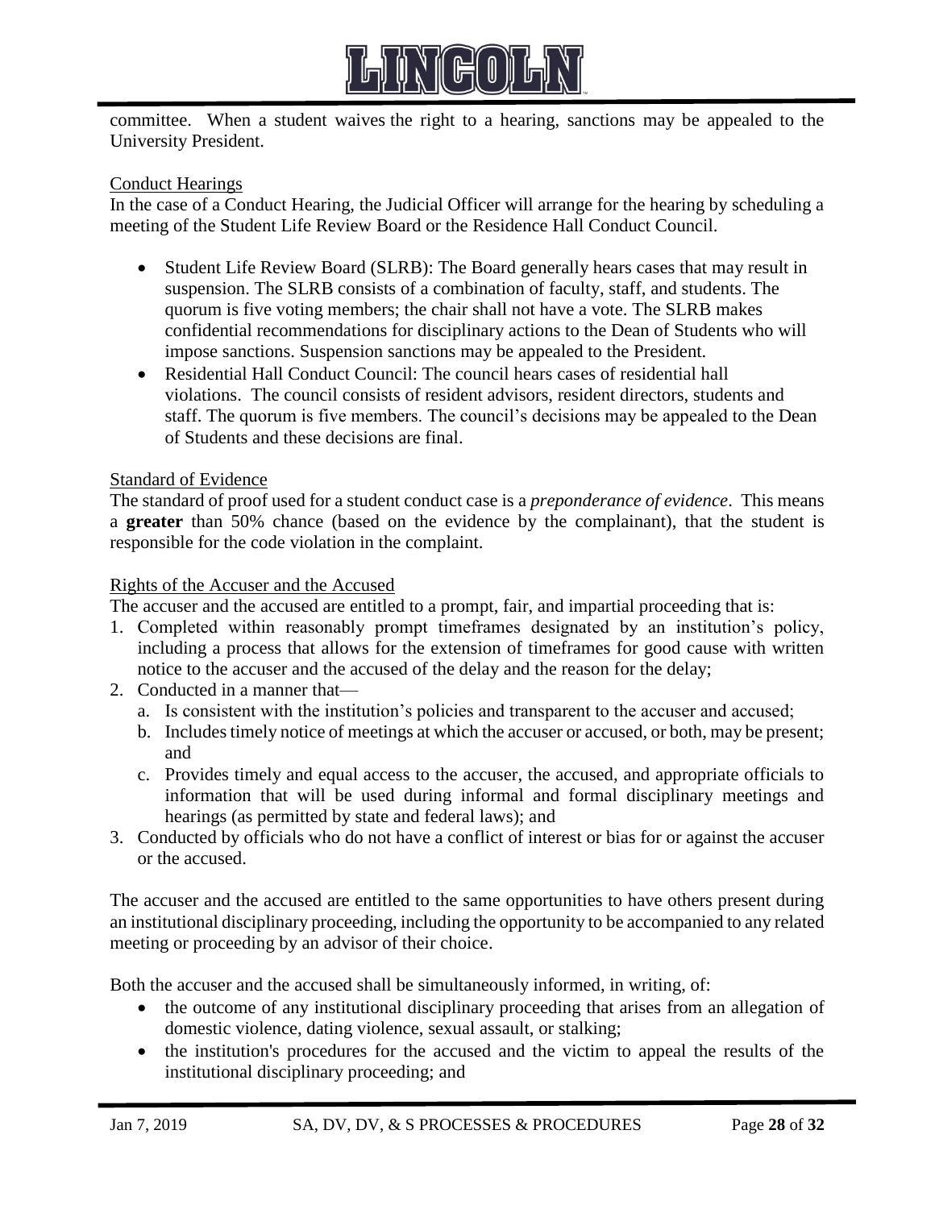committee. When a student waives the right to a hearing, sanctions may be appealed to the University President.

## Conduct Hearings

In the case of a Conduct Hearing, the Judicial Officer will arrange for the hearing by scheduling a meeting of the Student Life Review Board or the Residence Hall Conduct Council.

- Student Life Review Board (SLRB): The Board generally hears cases that may result in suspension. The SLRB consists of a combination of faculty, staff, and students. The quorum is five voting members; the chair shall not have a vote. The SLRB makes confidential recommendations for disciplinary actions to the Dean of Students who will impose sanctions. Suspension sanctions may be appealed to the President.
- Residential Hall Conduct Council: The council hears cases of residential hall violations. The council consists of resident advisors, resident directors, students and staff. The quorum is five members. The council's decisions may be appealed to the Dean of Students and these decisions are final.

## Standard of Evidence

The standard of proof used for a student conduct case is a *preponderance of evidence*. This means a **greater** than 50% chance (based on the evidence by the complainant), that the student is responsible for the code violation in the complaint.

## Rights of the Accuser and the Accused

The accuser and the accused are entitled to a prompt, fair, and impartial proceeding that is:

1. Completed within reasonably prompt timeframes designated by an institution's policy, including a process that allows for the extension of timeframes for good cause with written notice to the accuser and the accused of the delay and the reason for the delay;
2. Conducted in a manner that—
   a. Is consistent with the institution's policies and transparent to the accuser and accused;
   b. Includes timely notice of meetings at which the accuser or accused, or both, may be present; and
   c. Provides timely and equal access to the accuser, the accused, and appropriate officials to information that will be used during informal and formal disciplinary meetings and hearings (as permitted by state and federal laws); and
3. Conducted by officials who do not have a conflict of interest or bias for or against the accuser or the accused.

The accuser and the accused are entitled to the same opportunities to have others present during an institutional disciplinary proceeding, including the opportunity to be accompanied to any related meeting or proceeding by an advisor of their choice.

Both the accuser and the accused shall be simultaneously informed, in writing, of:

- the outcome of any institutional disciplinary proceeding that arises from an allegation of domestic violence, dating violence, sexual assault, or stalking;
- the institution's procedures for the accused and the victim to appeal the results of the institutional disciplinary proceeding; and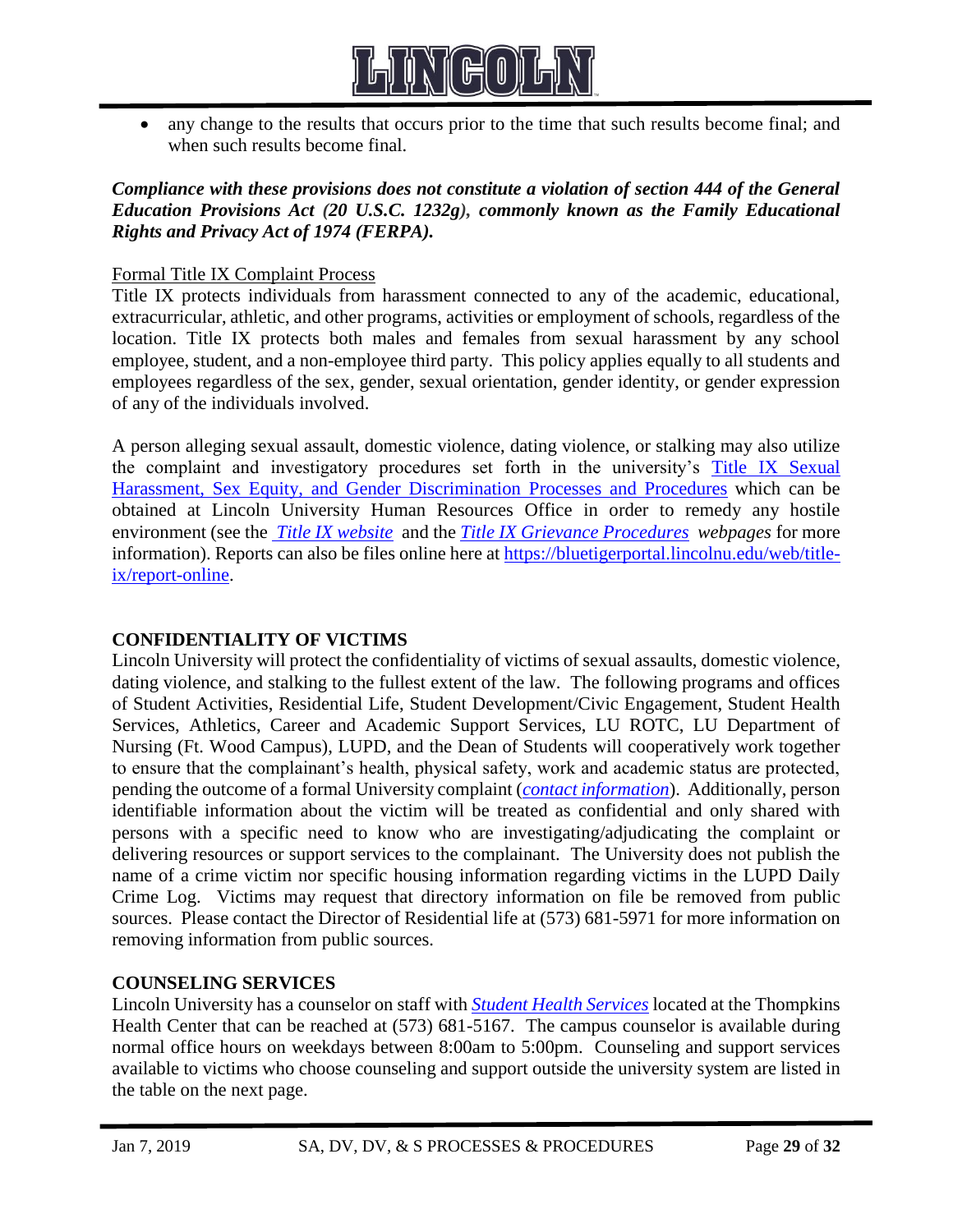- any change to the results that occurs prior to the time that such results become final; and when such results become final.

***Compliance with these provisions does not constitute a violation of section 444 of the General Education Provisions Act (20 U.S.C. 1232g), commonly known as the Family Educational Rights and Privacy Act of 1974 (FERPA).***

Formal Title IX Complaint Process

Title IX protects individuals from harassment connected to any of the academic, educational, extracurricular, athletic, and other programs, activities or employment of schools, regardless of the location. Title IX protects both males and females from sexual harassment by any school employee, student, and a non-employee third party. This policy applies equally to all students and employees regardless of the sex, gender, sexual orientation, gender identity, or gender expression of any of the individuals involved.

A person alleging sexual assault, domestic violence, dating violence, or stalking may also utilize the complaint and investigatory procedures set forth in the university's Title IX Sexual Harassment, Sex Equity, and Gender Discrimination Processes and Procedures which can be obtained at Lincoln University Human Resources Office in order to remedy any hostile environment (see the *Title IX website* and the *Title IX Grievance Procedures webpages* for more information). Reports can also be files online here at https://bluetigerportal.lincolnu.edu/web/title-ix/report-online.

## CONFIDENTIALITY OF VICTIMS

Lincoln University will protect the confidentiality of victims of sexual assaults, domestic violence, dating violence, and stalking to the fullest extent of the law. The following programs and offices of Student Activities, Residential Life, Student Development/Civic Engagement, Student Health Services, Athletics, Career and Academic Support Services, LU ROTC, LU Department of Nursing (Ft. Wood Campus), LUPD, and the Dean of Students will cooperatively work together to ensure that the complainant's health, physical safety, work and academic status are protected, pending the outcome of a formal University complaint (*contact information*). Additionally, person identifiable information about the victim will be treated as confidential and only shared with persons with a specific need to know who are investigating/adjudicating the complaint or delivering resources or support services to the complainant. The University does not publish the name of a crime victim nor specific housing information regarding victims in the LUPD Daily Crime Log. Victims may request that directory information on file be removed from public sources. Please contact the Director of Residential life at (573) 681-5971 for more information on removing information from public sources.

## COUNSELING SERVICES

Lincoln University has a counselor on staff with *Student Health Services* located at the Thompkins Health Center that can be reached at (573) 681-5167. The campus counselor is available during normal office hours on weekdays between 8:00am to 5:00pm. Counseling and support services available to victims who choose counseling and support outside the university system are listed in the table on the next page.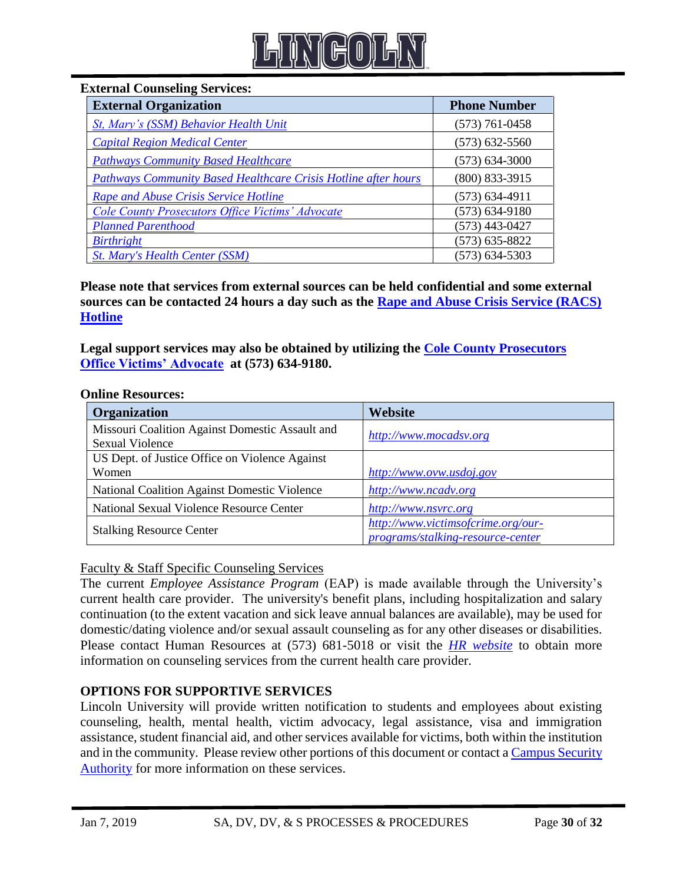**External Counseling Services:**

| External Organization | Phone Number |
|---|---|
| St, Mary's (SSM) Behavior Health Unit | (573) 761-0458 |
| Capital Region Medical Center | (573) 632-5560 |
| Pathways Community Based Healthcare | (573) 634-3000 |
| Pathways Community Based Healthcare Crisis Hotline after hours | (800) 833-3915 |
| Rape and Abuse Crisis Service Hotline | (573) 634-4911 |
| Cole County Prosecutors Office Victims' Advocate | (573) 634-9180 |
| Planned Parenthood | (573) 443-0427 |
| Birthright | (573) 635-8822 |
| St. Mary's Health Center (SSM) | (573) 634-5303 |

**Please note that services from external sources can be held confidential and some external sources can be contacted 24 hours a day such as the Rape and Abuse Crisis Service (RACS) Hotline**

**Legal support services may also be obtained by utilizing the Cole County Prosecutors Office Victims' Advocate at (573) 634-9180.**

**Online Resources:**

| Organization | Website |
|---|---|
| Missouri Coalition Against Domestic Assault and Sexual Violence | http://www.mocadsv.org |
| US Dept. of Justice Office on Violence Against Women | http://www.ovw.usdoj.gov |
| National Coalition Against Domestic Violence | http://www.ncadv.org |
| National Sexual Violence Resource Center | http://www.nsvrc.org |
| Stalking Resource Center | http://www.victimsofcrime.org/our-programs/stalking-resource-center |

Faculty & Staff Specific Counseling Services

The current *Employee Assistance Program* (EAP) is made available through the University's current health care provider. The university's benefit plans, including hospitalization and salary continuation (to the extent vacation and sick leave annual balances are available), may be used for domestic/dating violence and/or sexual assault counseling as for any other diseases or disabilities. Please contact Human Resources at (573) 681-5018 or visit the *HR website* to obtain more information on counseling services from the current health care provider.

**OPTIONS FOR SUPPORTIVE SERVICES**

Lincoln University will provide written notification to students and employees about existing counseling, health, mental health, victim advocacy, legal assistance, visa and immigration assistance, student financial aid, and other services available for victims, both within the institution and in the community. Please review other portions of this document or contact a Campus Security Authority for more information on these services.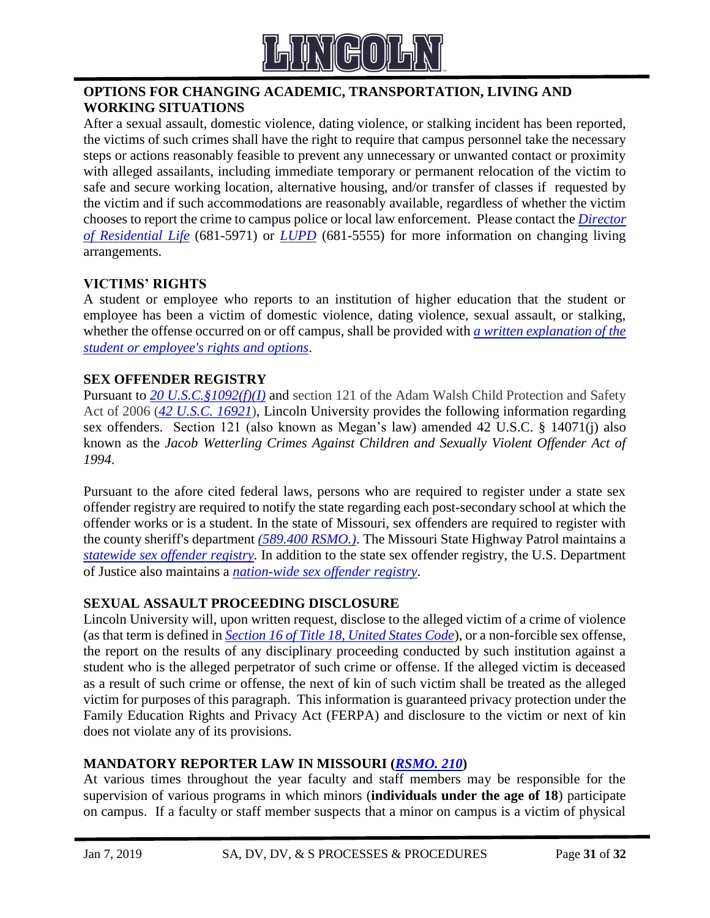## OPTIONS FOR CHANGING ACADEMIC, TRANSPORTATION, LIVING AND WORKING SITUATIONS

After a sexual assault, domestic violence, dating violence, or stalking incident has been reported, the victims of such crimes shall have the right to require that campus personnel take the necessary steps or actions reasonably feasible to prevent any unnecessary or unwanted contact or proximity with alleged assailants, including immediate temporary or permanent relocation of the victim to safe and secure working location, alternative housing, and/or transfer of classes if requested by the victim and if such accommodations are reasonably available, regardless of whether the victim chooses to report the crime to campus police or local law enforcement. Please contact the *Director of Residential Life* (681-5971) or *LUPD* (681-5555) for more information on changing living arrangements.

## VICTIMS' RIGHTS

A student or employee who reports to an institution of higher education that the student or employee has been a victim of domestic violence, dating violence, sexual assault, or stalking, whether the offense occurred on or off campus, shall be provided with *a written explanation of the student or employee's rights and options*.

## SEX OFFENDER REGISTRY

Pursuant to *20 U.S.C.§1092(f)(I)* and section 121 of the Adam Walsh Child Protection and Safety Act of 2006 (*42 U.S.C. 16921*), Lincoln University provides the following information regarding sex offenders. Section 121 (also known as Megan's law) amended 42 U.S.C. § 14071(j) also known as the *Jacob Wetterling Crimes Against Children and Sexually Violent Offender Act of 1994*.

Pursuant to the afore cited federal laws, persons who are required to register under a state sex offender registry are required to notify the state regarding each post-secondary school at which the offender works or is a student. In the state of Missouri, sex offenders are required to register with the county sheriff's department *(589.400 RSMO.)*. The Missouri State Highway Patrol maintains a *statewide sex offender registry*. In addition to the state sex offender registry, the U.S. Department of Justice also maintains a *nation-wide sex offender registry*.

## SEXUAL ASSAULT PROCEEDING DISCLOSURE

Lincoln University will, upon written request, disclose to the alleged victim of a crime of violence (as that term is defined in *Section 16 of Title 18, United States Code*), or a non-forcible sex offense, the report on the results of any disciplinary proceeding conducted by such institution against a student who is the alleged perpetrator of such crime or offense. If the alleged victim is deceased as a result of such crime or offense, the next of kin of such victim shall be treated as the alleged victim for purposes of this paragraph. This information is guaranteed privacy protection under the Family Education Rights and Privacy Act (FERPA) and disclosure to the victim or next of kin does not violate any of its provisions.

## MANDATORY REPORTER LAW IN MISSOURI (*RSMO. 210*)

At various times throughout the year faculty and staff members may be responsible for the supervision of various programs in which minors (**individuals under the age of 18**) participate on campus. If a faculty or staff member suspects that a minor on campus is a victim of physical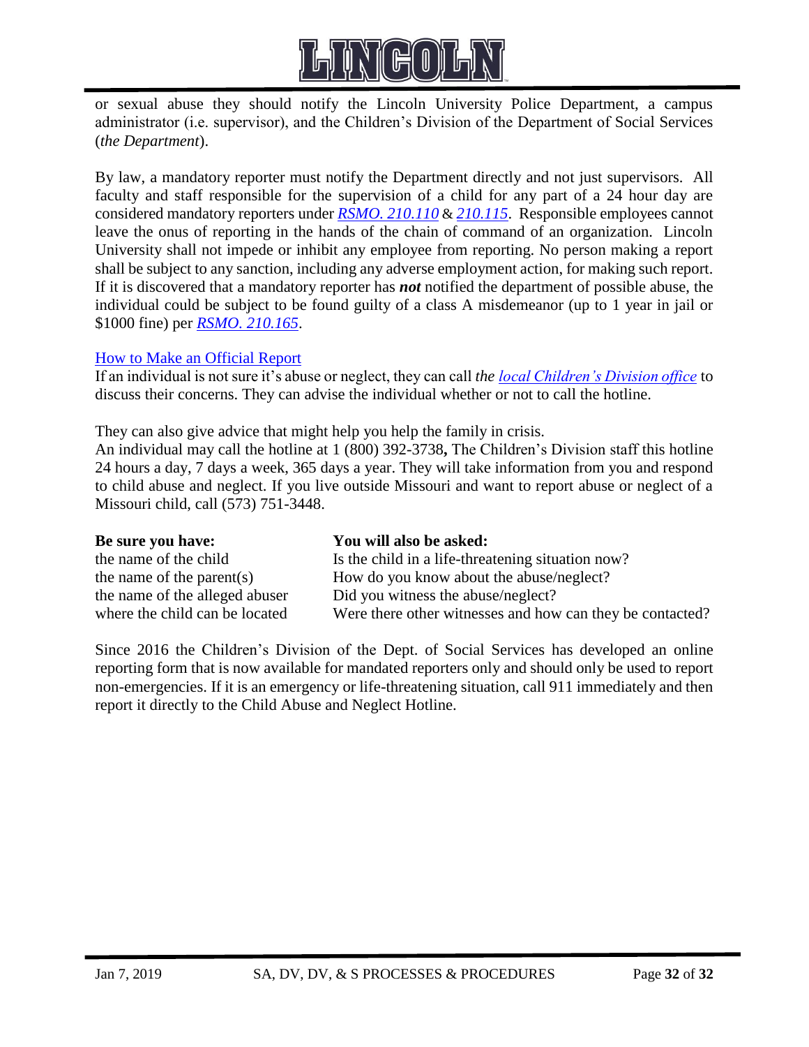or sexual abuse they should notify the Lincoln University Police Department, a campus administrator (i.e. supervisor), and the Children's Division of the Department of Social Services (*the Department*).

By law, a mandatory reporter must notify the Department directly and not just supervisors. All faculty and staff responsible for the supervision of a child for any part of a 24 hour day are considered mandatory reporters under ***RSMO. 210.110*** & ***210.115***. Responsible employees cannot leave the onus of reporting in the hands of the chain of command of an organization. Lincoln University shall not impede or inhibit any employee from reporting. No person making a report shall be subject to any sanction, including any adverse employment action, for making such report. If it is discovered that a mandatory reporter has ***not*** notified the department of possible abuse, the individual could be subject to be found guilty of a class A misdemeanor (up to 1 year in jail or $1000 fine) per ***RSMO. 210.165***.

How to Make an Official Report

If an individual is not sure it's abuse or neglect, they can call *the local Children's Division office* to discuss their concerns. They can advise the individual whether or not to call the hotline.

They can also give advice that might help you help the family in crisis.

An individual may call the hotline at 1 (800) 392-3738**,** The Children's Division staff this hotline 24 hours a day, 7 days a week, 365 days a year. They will take information from you and respond to child abuse and neglect. If you live outside Missouri and want to report abuse or neglect of a Missouri child, call (573) 751-3448.

| **Be sure you have:** | **You will also be asked:** |
| --- | --- |
| the name of the child | Is the child in a life-threatening situation now? |
| the name of the parent(s) | How do you know about the abuse/neglect? |
| the name of the alleged abuser | Did you witness the abuse/neglect? |
| where the child can be located | Were there other witnesses and how can they be contacted? |

Since 2016 the Children's Division of the Dept. of Social Services has developed an online reporting form that is now available for mandated reporters only and should only be used to report non-emergencies. If it is an emergency or life-threatening situation, call 911 immediately and then report it directly to the Child Abuse and Neglect Hotline.